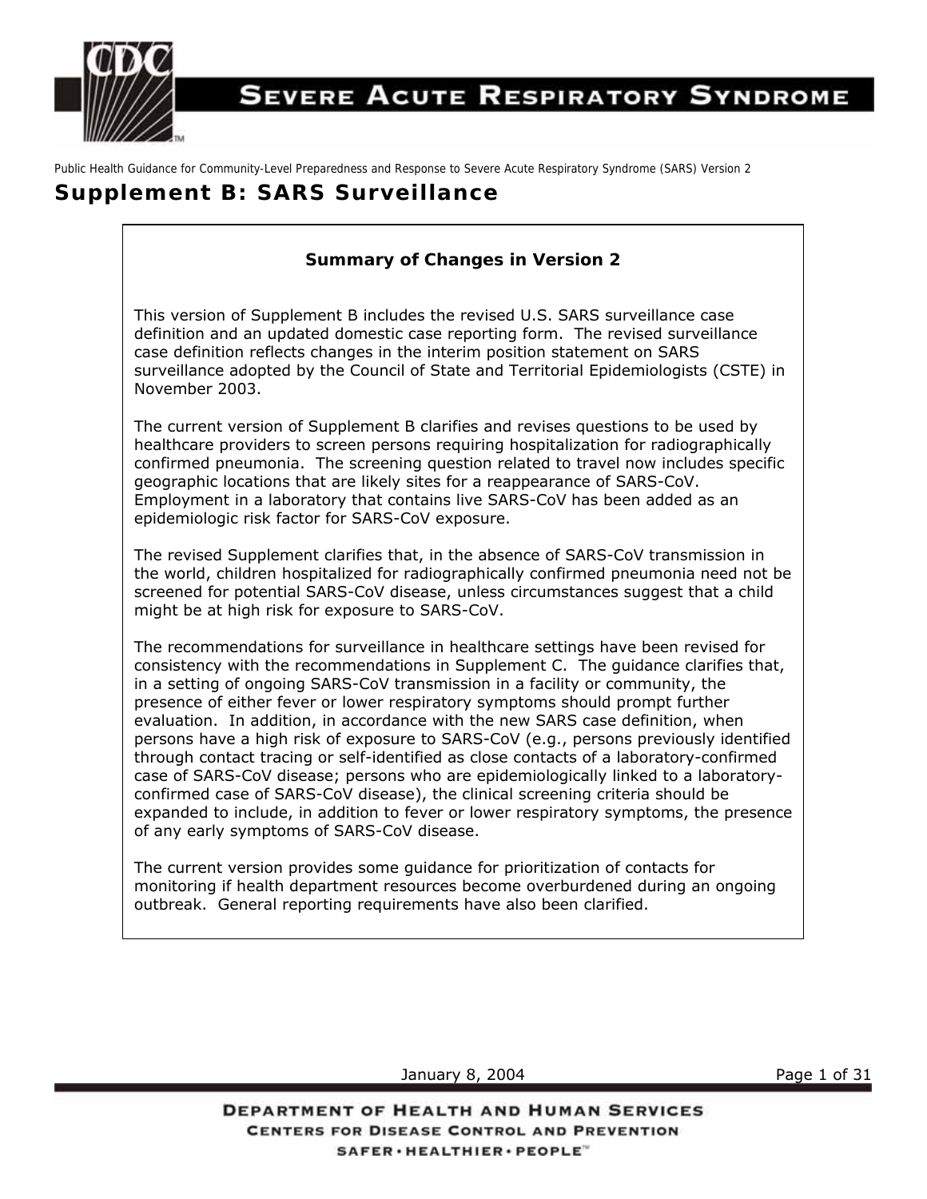Public Health Guidance for Community-Level Preparedness and Response to Severe Acute Respiratory Syndrome (SARS) Version 2

# Supplement B: SARS Surveillance

## Summary of Changes in Version 2

This version of Supplement B includes the revised U.S. SARS surveillance case definition and an updated domestic case reporting form. The revised surveillance case definition reflects changes in the interim position statement on SARS surveillance adopted by the Council of State and Territorial Epidemiologists (CSTE) in November 2003.

The current version of Supplement B clarifies and revises questions to be used by healthcare providers to screen persons requiring hospitalization for radiographically confirmed pneumonia. The screening question related to travel now includes specific geographic locations that are likely sites for a reappearance of SARS-CoV. Employment in a laboratory that contains live SARS-CoV has been added as an epidemiologic risk factor for SARS-CoV exposure.

The revised Supplement clarifies that, in the absence of SARS-CoV transmission in the world, children hospitalized for radiographically confirmed pneumonia need not be screened for potential SARS-CoV disease, unless circumstances suggest that a child might be at high risk for exposure to SARS-CoV.

The recommendations for surveillance in healthcare settings have been revised for consistency with the recommendations in Supplement C. The guidance clarifies that, in a setting of ongoing SARS-CoV transmission in a facility or community, the presence of either fever or lower respiratory symptoms should prompt further evaluation. In addition, in accordance with the new SARS case definition, when persons have a high risk of exposure to SARS-CoV (e.g., persons previously identified through contact tracing or self-identified as close contacts of a laboratory-confirmed case of SARS-CoV disease; persons who are epidemiologically linked to a laboratory-confirmed case of SARS-CoV disease), the clinical screening criteria should be expanded to include, in addition to fever or lower respiratory symptoms, the presence of any early symptoms of SARS-CoV disease.

The current version provides some guidance for prioritization of contacts for monitoring if health department resources become overburdened during an ongoing outbreak. General reporting requirements have also been clarified.

January 8, 2004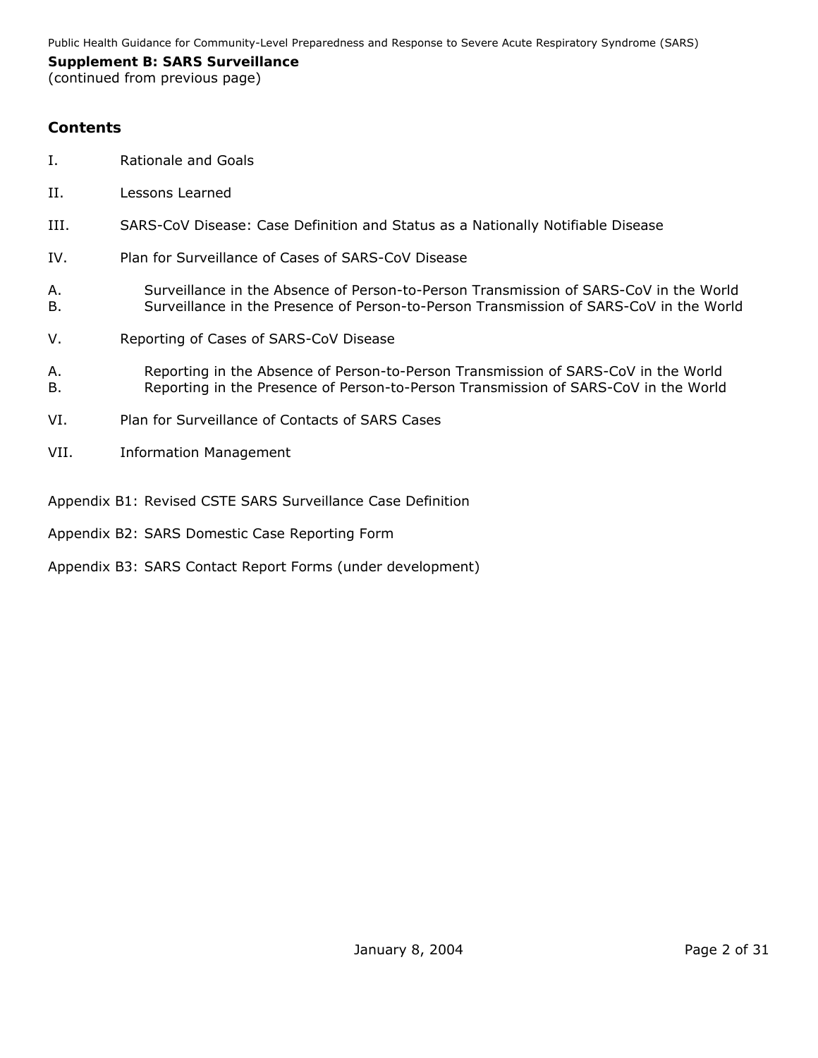**Supplement B: SARS Surveillance**
(continued from previous page)

## Contents

I. Rationale and Goals

II. Lessons Learned

III. SARS-CoV Disease: Case Definition and Status as a Nationally Notifiable Disease

IV. Plan for Surveillance of Cases of SARS-CoV Disease

A. Surveillance in the Absence of Person-to-Person Transmission of SARS-CoV in the World
B. Surveillance in the Presence of Person-to-Person Transmission of SARS-CoV in the World

V. Reporting of Cases of SARS-CoV Disease

A. Reporting in the Absence of Person-to-Person Transmission of SARS-CoV in the World
B. Reporting in the Presence of Person-to-Person Transmission of SARS-CoV in the World

VI. Plan for Surveillance of Contacts of SARS Cases

VII. Information Management

Appendix B1: Revised CSTE SARS Surveillance Case Definition

Appendix B2: SARS Domestic Case Reporting Form

Appendix B3: SARS Contact Report Forms (under development)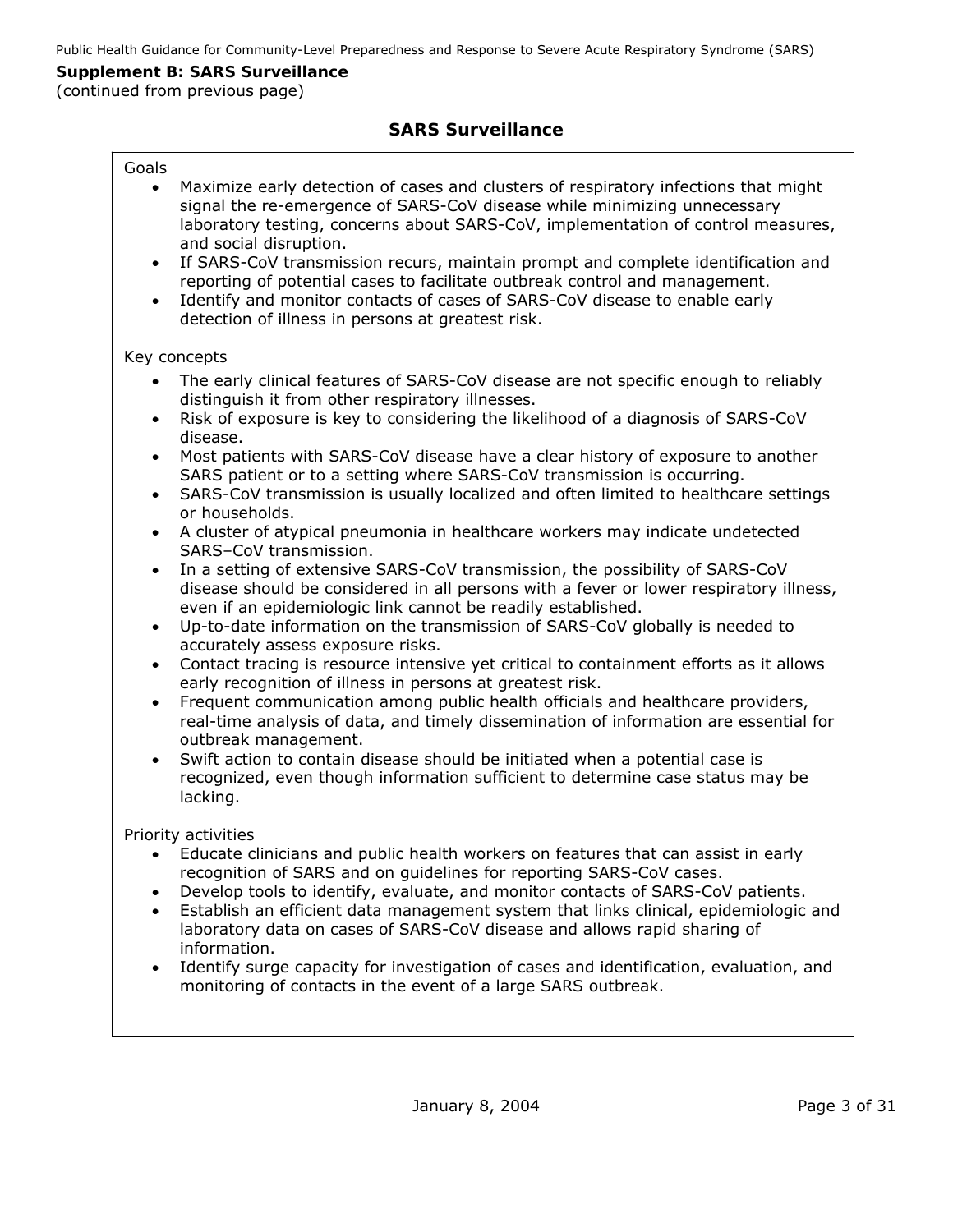**Supplement B: SARS Surveillance**
(continued from previous page)

## SARS Surveillance

Goals

- Maximize early detection of cases and clusters of respiratory infections that might signal the re-emergence of SARS-CoV disease while minimizing unnecessary laboratory testing, concerns about SARS-CoV, implementation of control measures, and social disruption.
- If SARS-CoV transmission recurs, maintain prompt and complete identification and reporting of potential cases to facilitate outbreak control and management.
- Identify and monitor contacts of cases of SARS-CoV disease to enable early detection of illness in persons at greatest risk.

Key concepts

- The early clinical features of SARS-CoV disease are not specific enough to reliably distinguish it from other respiratory illnesses.
- Risk of exposure is key to considering the likelihood of a diagnosis of SARS-CoV disease.
- Most patients with SARS-CoV disease have a clear history of exposure to another SARS patient or to a setting where SARS-CoV transmission is occurring.
- SARS-CoV transmission is usually localized and often limited to healthcare settings or households.
- A cluster of atypical pneumonia in healthcare workers may indicate undetected SARS–CoV transmission.
- In a setting of extensive SARS-CoV transmission, the possibility of SARS-CoV disease should be considered in all persons with a fever or lower respiratory illness, even if an epidemiologic link cannot be readily established.
- Up-to-date information on the transmission of SARS-CoV globally is needed to accurately assess exposure risks.
- Contact tracing is resource intensive yet critical to containment efforts as it allows early recognition of illness in persons at greatest risk.
- Frequent communication among public health officials and healthcare providers, real-time analysis of data, and timely dissemination of information are essential for outbreak management.
- Swift action to contain disease should be initiated when a potential case is recognized, even though information sufficient to determine case status may be lacking.

Priority activities

- Educate clinicians and public health workers on features that can assist in early recognition of SARS and on guidelines for reporting SARS-CoV cases.
- Develop tools to identify, evaluate, and monitor contacts of SARS-CoV patients.
- Establish an efficient data management system that links clinical, epidemiologic and laboratory data on cases of SARS-CoV disease and allows rapid sharing of information.
- Identify surge capacity for investigation of cases and identification, evaluation, and monitoring of contacts in the event of a large SARS outbreak.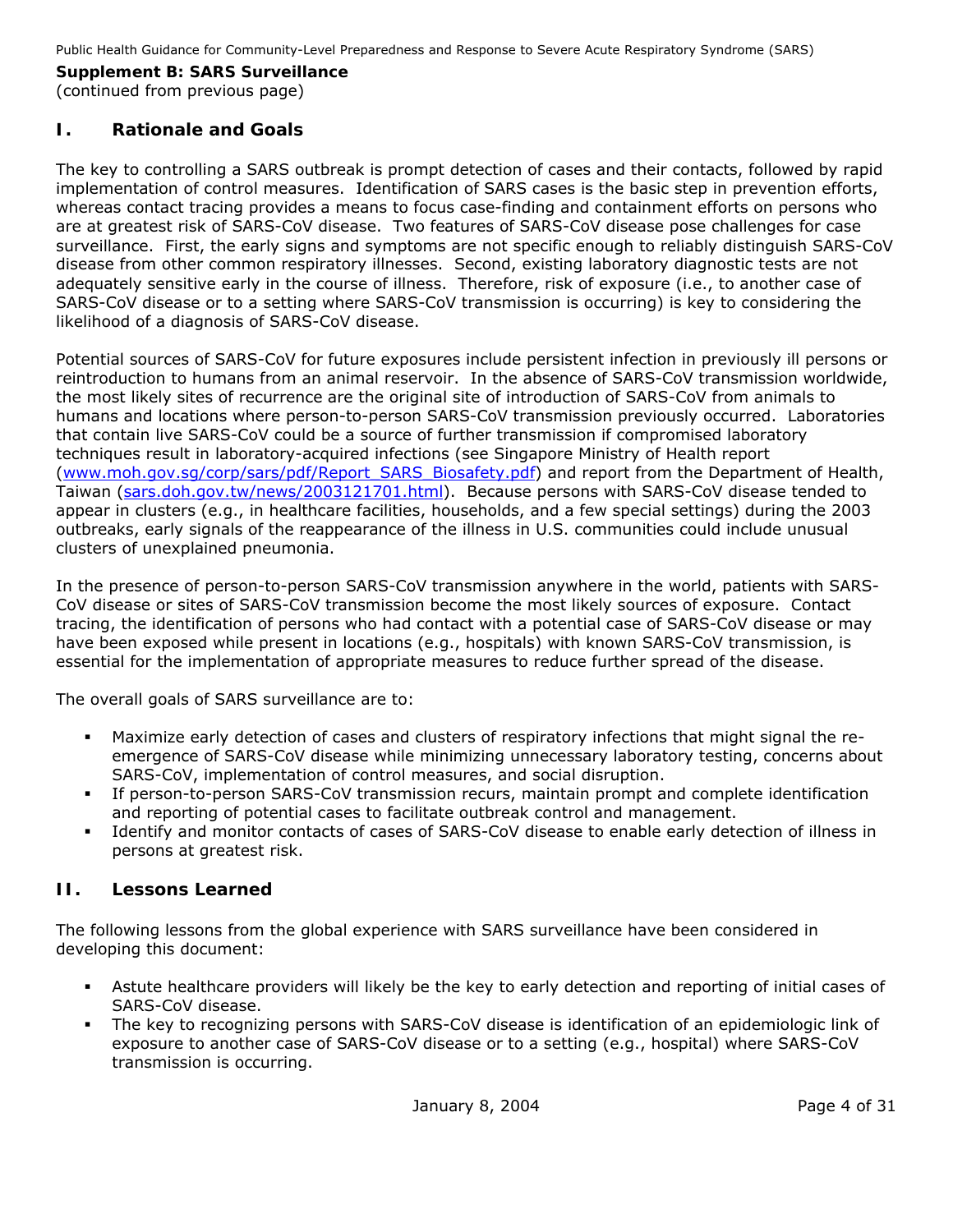**Supplement B: SARS Surveillance**
(continued from previous page)

## I. Rationale and Goals

The key to controlling a SARS outbreak is prompt detection of cases and their contacts, followed by rapid implementation of control measures. Identification of SARS cases is the basic step in prevention efforts, whereas contact tracing provides a means to focus case-finding and containment efforts on persons who are at greatest risk of SARS-CoV disease. Two features of SARS-CoV disease pose challenges for case surveillance. First, the early signs and symptoms are not specific enough to reliably distinguish SARS-CoV disease from other common respiratory illnesses. Second, existing laboratory diagnostic tests are not adequately sensitive early in the course of illness. Therefore, risk of exposure (i.e., to another case of SARS-CoV disease or to a setting where SARS-CoV transmission is occurring) is key to considering the likelihood of a diagnosis of SARS-CoV disease.

Potential sources of SARS-CoV for future exposures include persistent infection in previously ill persons or reintroduction to humans from an animal reservoir. In the absence of SARS-CoV transmission worldwide, the most likely sites of recurrence are the original site of introduction of SARS-CoV from animals to humans and locations where person-to-person SARS-CoV transmission previously occurred. Laboratories that contain live SARS-CoV could be a source of further transmission if compromised laboratory techniques result in laboratory-acquired infections (see Singapore Ministry of Health report (www.moh.gov.sg/corp/sars/pdf/Report_SARS_Biosafety.pdf) and report from the Department of Health, Taiwan (sars.doh.gov.tw/news/2003121701.html). Because persons with SARS-CoV disease tended to appear in clusters (e.g., in healthcare facilities, households, and a few special settings) during the 2003 outbreaks, early signals of the reappearance of the illness in U.S. communities could include unusual clusters of unexplained pneumonia.

In the presence of person-to-person SARS-CoV transmission anywhere in the world, patients with SARS-CoV disease or sites of SARS-CoV transmission become the most likely sources of exposure. Contact tracing, the identification of persons who had contact with a potential case of SARS-CoV disease or may have been exposed while present in locations (e.g., hospitals) with known SARS-CoV transmission, is essential for the implementation of appropriate measures to reduce further spread of the disease.

The overall goals of SARS surveillance are to:

- Maximize early detection of cases and clusters of respiratory infections that might signal the re-emergence of SARS-CoV disease while minimizing unnecessary laboratory testing, concerns about SARS-CoV, implementation of control measures, and social disruption.
- If person-to-person SARS-CoV transmission recurs, maintain prompt and complete identification and reporting of potential cases to facilitate outbreak control and management.
- Identify and monitor contacts of cases of SARS-CoV disease to enable early detection of illness in persons at greatest risk.

## II. Lessons Learned

The following lessons from the global experience with SARS surveillance have been considered in developing this document:

- Astute healthcare providers will likely be the key to early detection and reporting of initial cases of SARS-CoV disease.
- The key to recognizing persons with SARS-CoV disease is identification of an epidemiologic link of exposure to another case of SARS-CoV disease or to a setting (e.g., hospital) where SARS-CoV transmission is occurring.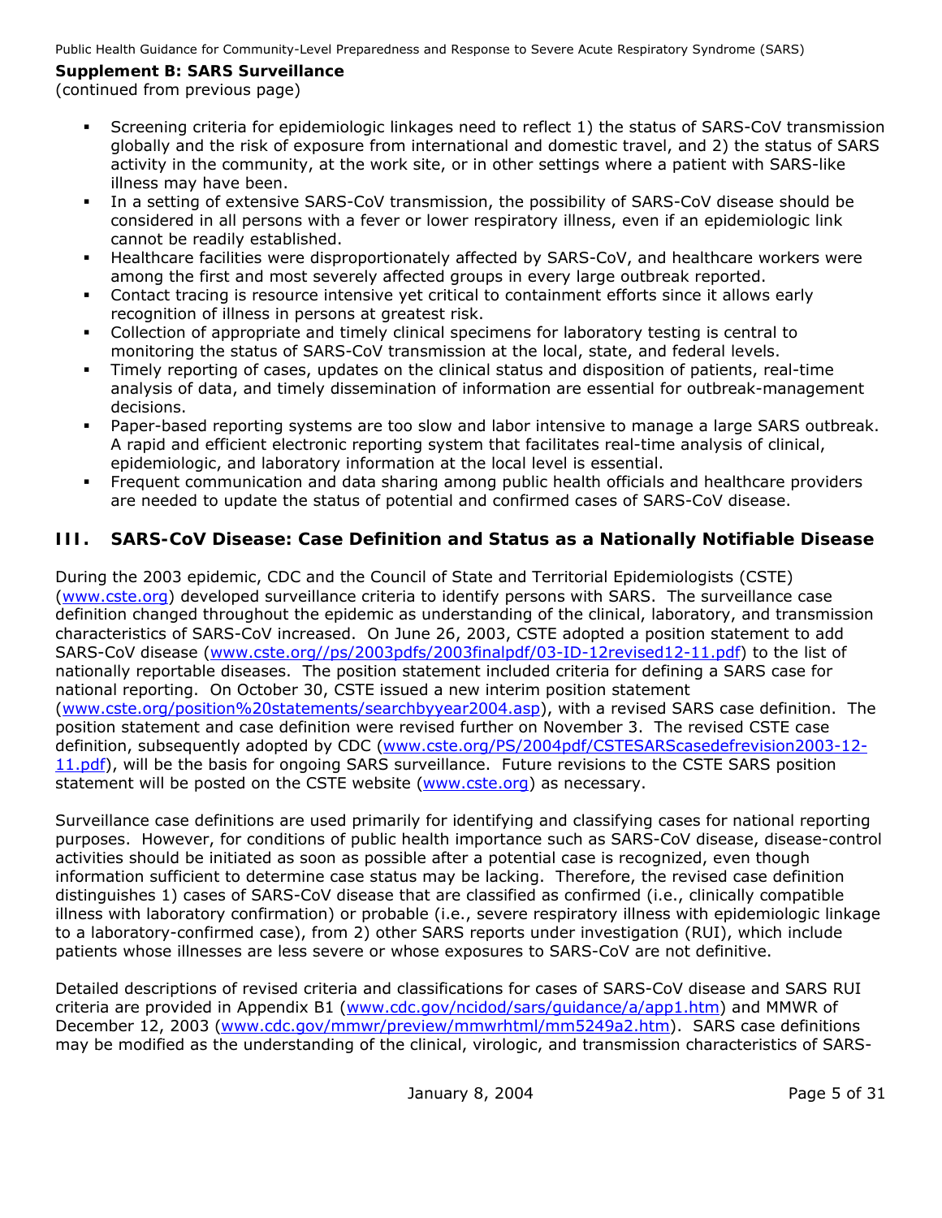**Supplement B: SARS Surveillance**
(continued from previous page)

- Screening criteria for epidemiologic linkages need to reflect 1) the status of SARS-CoV transmission globally and the risk of exposure from international and domestic travel, and 2) the status of SARS activity in the community, at the work site, or in other settings where a patient with SARS-like illness may have been.
- In a setting of extensive SARS-CoV transmission, the possibility of SARS-CoV disease should be considered in all persons with a fever or lower respiratory illness, even if an epidemiologic link cannot be readily established.
- Healthcare facilities were disproportionately affected by SARS-CoV, and healthcare workers were among the first and most severely affected groups in every large outbreak reported.
- Contact tracing is resource intensive yet critical to containment efforts since it allows early recognition of illness in persons at greatest risk.
- Collection of appropriate and timely clinical specimens for laboratory testing is central to monitoring the status of SARS-CoV transmission at the local, state, and federal levels.
- Timely reporting of cases, updates on the clinical status and disposition of patients, real-time analysis of data, and timely dissemination of information are essential for outbreak-management decisions.
- Paper-based reporting systems are too slow and labor intensive to manage a large SARS outbreak. A rapid and efficient electronic reporting system that facilitates real-time analysis of clinical, epidemiologic, and laboratory information at the local level is essential.
- Frequent communication and data sharing among public health officials and healthcare providers are needed to update the status of potential and confirmed cases of SARS-CoV disease.

## III. SARS-CoV Disease: Case Definition and Status as a Nationally Notifiable Disease

During the 2003 epidemic, CDC and the Council of State and Territorial Epidemiologists (CSTE) (www.cste.org) developed surveillance criteria to identify persons with SARS. The surveillance case definition changed throughout the epidemic as understanding of the clinical, laboratory, and transmission characteristics of SARS-CoV increased. On June 26, 2003, CSTE adopted a position statement to add SARS-CoV disease (www.cste.org//ps/2003pdfs/2003finalpdf/03-ID-12revised12-11.pdf) to the list of nationally reportable diseases. The position statement included criteria for defining a SARS case for national reporting. On October 30, CSTE issued a new interim position statement (www.cste.org/position%20statements/searchbyyear2004.asp), with a revised SARS case definition. The position statement and case definition were revised further on November 3. The revised CSTE case definition, subsequently adopted by CDC (www.cste.org/PS/2004pdf/CSTESARScasedefrevision2003-12-11.pdf), will be the basis for ongoing SARS surveillance. Future revisions to the CSTE SARS position statement will be posted on the CSTE website (www.cste.org) as necessary.

Surveillance case definitions are used primarily for identifying and classifying cases for national reporting purposes. However, for conditions of public health importance such as SARS-CoV disease, disease-control activities should be initiated as soon as possible after a potential case is recognized, even though information sufficient to determine case status may be lacking. Therefore, the revised case definition distinguishes 1) cases of SARS-CoV disease that are classified as confirmed (i.e., clinically compatible illness with laboratory confirmation) or probable (i.e., severe respiratory illness with epidemiologic linkage to a laboratory-confirmed case), from 2) other SARS reports under investigation (RUI), which include patients whose illnesses are less severe or whose exposures to SARS-CoV are not definitive.

Detailed descriptions of revised criteria and classifications for cases of SARS-CoV disease and SARS RUI criteria are provided in Appendix B1 (www.cdc.gov/ncidod/sars/guidance/a/app1.htm) and MMWR of December 12, 2003 (www.cdc.gov/mmwr/preview/mmwrhtml/mm5249a2.htm). SARS case definitions may be modified as the understanding of the clinical, virologic, and transmission characteristics of SARS-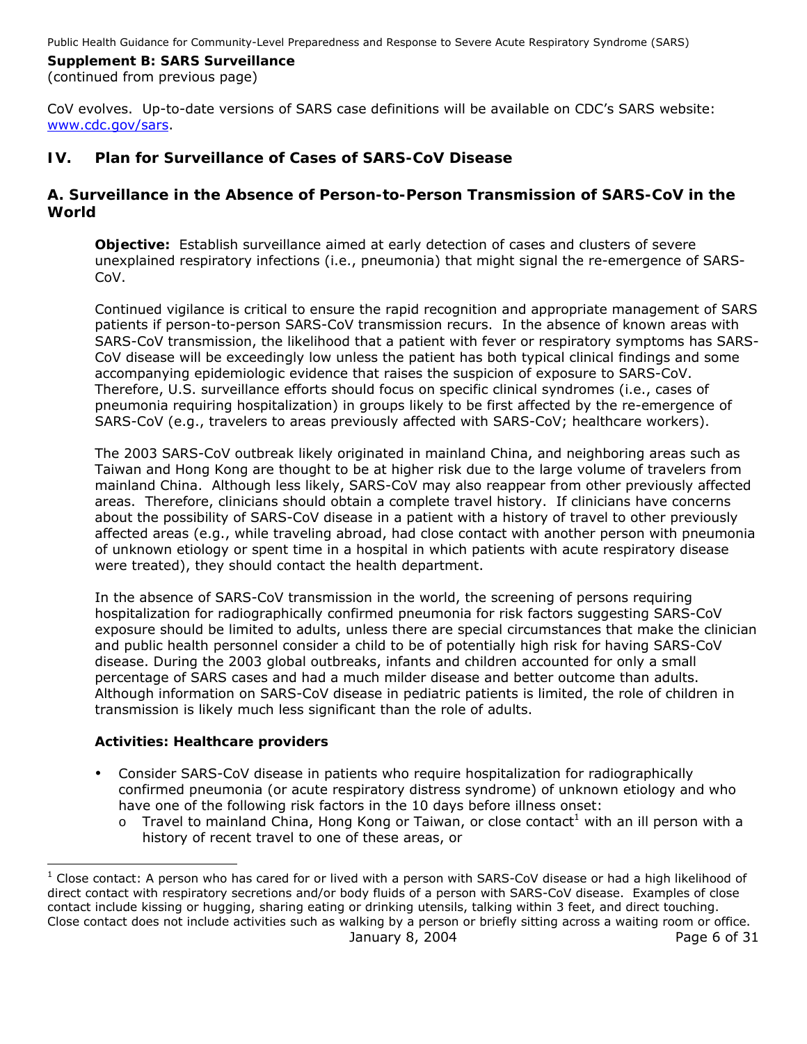**Supplement B: SARS Surveillance**
(continued from previous page)

CoV evolves. Up-to-date versions of SARS case definitions will be available on CDC's SARS website: www.cdc.gov/sars.

## IV. Plan for Surveillance of Cases of SARS-CoV Disease

### A. Surveillance in the Absence of Person-to-Person Transmission of SARS-CoV in the World

**Objective:** Establish surveillance aimed at early detection of cases and clusters of severe unexplained respiratory infections (i.e., pneumonia) that might signal the re-emergence of SARS-CoV.

Continued vigilance is critical to ensure the rapid recognition and appropriate management of SARS patients if person-to-person SARS-CoV transmission recurs. In the absence of known areas with SARS-CoV transmission, the likelihood that a patient with fever or respiratory symptoms has SARS-CoV disease will be exceedingly low unless the patient has both typical clinical findings and some accompanying epidemiologic evidence that raises the suspicion of exposure to SARS-CoV. Therefore, U.S. surveillance efforts should focus on specific clinical syndromes (i.e., cases of pneumonia requiring hospitalization) in groups likely to be first affected by the re-emergence of SARS-CoV (e.g., travelers to areas previously affected with SARS-CoV; healthcare workers).

The 2003 SARS-CoV outbreak likely originated in mainland China, and neighboring areas such as Taiwan and Hong Kong are thought to be at higher risk due to the large volume of travelers from mainland China. Although less likely, SARS-CoV may also reappear from other previously affected areas. Therefore, clinicians should obtain a complete travel history. If clinicians have concerns about the possibility of SARS-CoV disease in a patient with a history of travel to other previously affected areas (e.g., while traveling abroad, had close contact with another person with pneumonia of unknown etiology or spent time in a hospital in which patients with acute respiratory disease were treated), they should contact the health department.

In the absence of SARS-CoV transmission in the world, the screening of persons requiring hospitalization for radiographically confirmed pneumonia for risk factors suggesting SARS-CoV exposure should be limited to adults, unless there are special circumstances that make the clinician and public health personnel consider a child to be of potentially high risk for having SARS-CoV disease. During the 2003 global outbreaks, infants and children accounted for only a small percentage of SARS cases and had a much milder disease and better outcome than adults. Although information on SARS-CoV disease in pediatric patients is limited, the role of children in transmission is likely much less significant than the role of adults.

**Activities: Healthcare providers**

- Consider SARS-CoV disease in patients who require hospitalization for radiographically confirmed pneumonia (or acute respiratory distress syndrome) of unknown etiology and who have one of the following risk factors in the 10 days before illness onset:
  - Travel to mainland China, Hong Kong or Taiwan, or close contact[1] with an ill person with a history of recent travel to one of these areas, or

[1] Close contact: A person who has cared for or lived with a person with SARS-CoV disease or had a high likelihood of direct contact with respiratory secretions and/or body fluids of a person with SARS-CoV disease. Examples of close contact include kissing or hugging, sharing eating or drinking utensils, talking within 3 feet, and direct touching. Close contact does not include activities such as walking by a person or briefly sitting across a waiting room or office.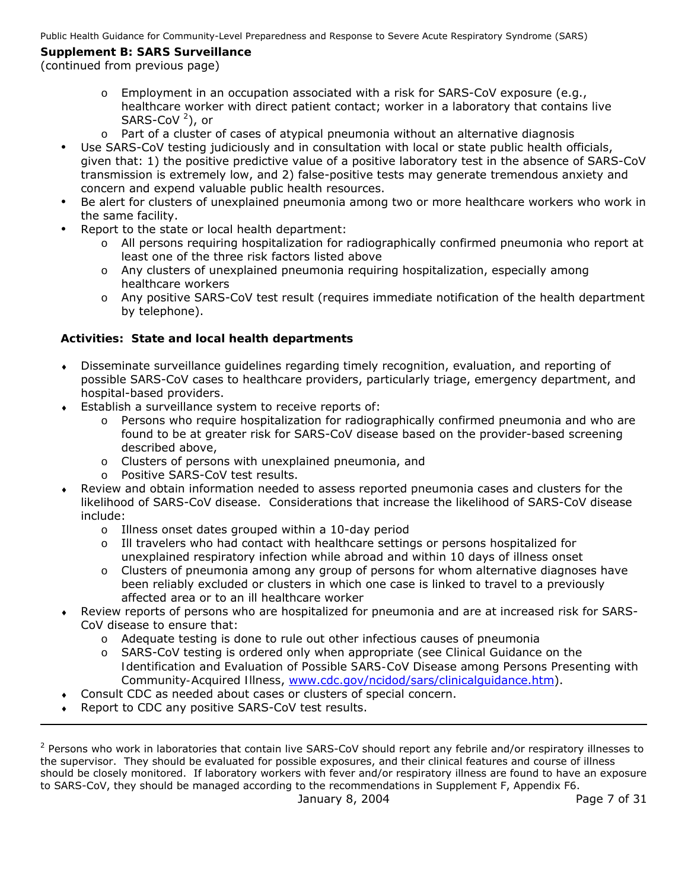**Supplement B: SARS Surveillance**
(continued from previous page)

  - Employment in an occupation associated with a risk for SARS-CoV exposure (e.g., healthcare worker with direct patient contact; worker in a laboratory that contains live SARS-CoV [2]), or
  - Part of a cluster of cases of atypical pneumonia without an alternative diagnosis
- Use SARS-CoV testing judiciously and in consultation with local or state public health officials, given that: 1) the positive predictive value of a positive laboratory test in the absence of SARS-CoV transmission is extremely low, and 2) false-positive tests may generate tremendous anxiety and concern and expend valuable public health resources.
- Be alert for clusters of unexplained pneumonia among two or more healthcare workers who work in the same facility.
- Report to the state or local health department:
  - All persons requiring hospitalization for radiographically confirmed pneumonia who report at least one of the three risk factors listed above
  - Any clusters of unexplained pneumonia requiring hospitalization, especially among healthcare workers
  - Any positive SARS-CoV test result (requires immediate notification of the health department by telephone).

**Activities: State and local health departments**

- Disseminate surveillance guidelines regarding timely recognition, evaluation, and reporting of possible SARS-CoV cases to healthcare providers, particularly triage, emergency department, and hospital-based providers.
- Establish a surveillance system to receive reports of:
  - Persons who require hospitalization for radiographically confirmed pneumonia and who are found to be at greater risk for SARS-CoV disease based on the provider-based screening described above,
  - Clusters of persons with unexplained pneumonia, and
  - Positive SARS-CoV test results.
- Review and obtain information needed to assess reported pneumonia cases and clusters for the likelihood of SARS-CoV disease. Considerations that increase the likelihood of SARS-CoV disease include:
  - Illness onset dates grouped within a 10-day period
  - Ill travelers who had contact with healthcare settings or persons hospitalized for unexplained respiratory infection while abroad and within 10 days of illness onset
  - Clusters of pneumonia among any group of persons for whom alternative diagnoses have been reliably excluded or clusters in which one case is linked to travel to a previously affected area or to an ill healthcare worker
- Review reports of persons who are hospitalized for pneumonia and are at increased risk for SARS-CoV disease to ensure that:
  - Adequate testing is done to rule out other infectious causes of pneumonia
  - SARS-CoV testing is ordered only when appropriate (see *Clinical Guidance on the Identification and Evaluation of Possible SARS-CoV Disease among Persons Presenting with Community-Acquired Illness*, www.cdc.gov/ncidod/sars/clinicalguidance.htm).
- Consult CDC as needed about cases or clusters of special concern.
- Report to CDC any positive SARS-CoV test results.

---

[2] Persons who work in laboratories that contain live SARS-CoV should report any febrile and/or respiratory illnesses to the supervisor. They should be evaluated for possible exposures, and their clinical features and course of illness should be closely monitored. If laboratory workers with fever and/or respiratory illness are found to have an exposure to SARS-CoV, they should be managed according to the recommendations in Supplement F, Appendix F6.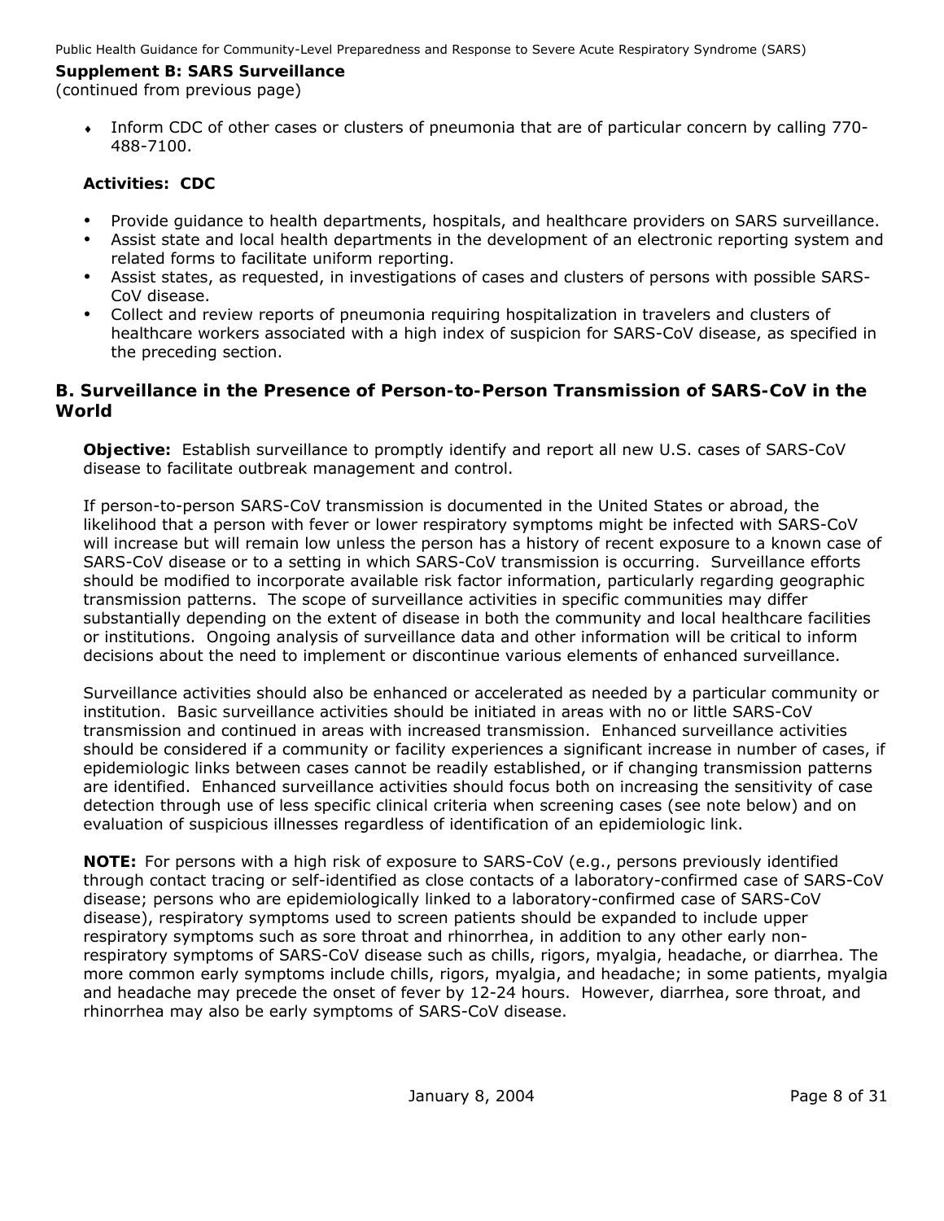**Supplement B: SARS Surveillance**
(continued from previous page)

- Inform CDC of other cases or clusters of pneumonia that are of particular concern by calling 770-488-7100.

**Activities: CDC**

- Provide guidance to health departments, hospitals, and healthcare providers on SARS surveillance.
- Assist state and local health departments in the development of an electronic reporting system and related forms to facilitate uniform reporting.
- Assist states, as requested, in investigations of cases and clusters of persons with possible SARS-CoV disease.
- Collect and review reports of pneumonia requiring hospitalization in travelers and clusters of healthcare workers associated with a high index of suspicion for SARS-CoV disease, as specified in the preceding section.

## B. Surveillance in the Presence of Person-to-Person Transmission of SARS-CoV in the World

**Objective:** Establish surveillance to promptly identify and report all new U.S. cases of SARS-CoV disease to facilitate outbreak management and control.

If person-to-person SARS-CoV transmission is documented in the United States or abroad, the likelihood that a person with fever or lower respiratory symptoms might be infected with SARS-CoV will increase but will remain low unless the person has a history of recent exposure to a known case of SARS-CoV disease or to a setting in which SARS-CoV transmission is occurring. Surveillance efforts should be modified to incorporate available risk factor information, particularly regarding geographic transmission patterns. The scope of surveillance activities in specific communities may differ substantially depending on the extent of disease in both the community and local healthcare facilities or institutions. Ongoing analysis of surveillance data and other information will be critical to inform decisions about the need to implement or discontinue various elements of enhanced surveillance.

Surveillance activities should also be enhanced or accelerated as needed by a particular community or institution. Basic surveillance activities should be initiated in areas with no or little SARS-CoV transmission and continued in areas with increased transmission. Enhanced surveillance activities should be considered if a community or facility experiences a significant increase in number of cases, if epidemiologic links between cases cannot be readily established, or if changing transmission patterns are identified. Enhanced surveillance activities should focus both on increasing the sensitivity of case detection through use of less specific clinical criteria when screening cases (see note below) and on evaluation of suspicious illnesses regardless of identification of an epidemiologic link.

**NOTE:** For persons with a high risk of exposure to SARS-CoV (e.g., persons previously identified through contact tracing or self-identified as close contacts of a laboratory-confirmed case of SARS-CoV disease; persons who are epidemiologically linked to a laboratory-confirmed case of SARS-CoV disease), respiratory symptoms used to screen patients should be expanded to include upper respiratory symptoms such as sore throat and rhinorrhea, in addition to any other early non-respiratory symptoms of SARS-CoV disease such as chills, rigors, myalgia, headache, or diarrhea. The more common early symptoms include chills, rigors, myalgia, and headache; in some patients, myalgia and headache may precede the onset of fever by 12-24 hours. However, diarrhea, sore throat, and rhinorrhea may also be early symptoms of SARS-CoV disease.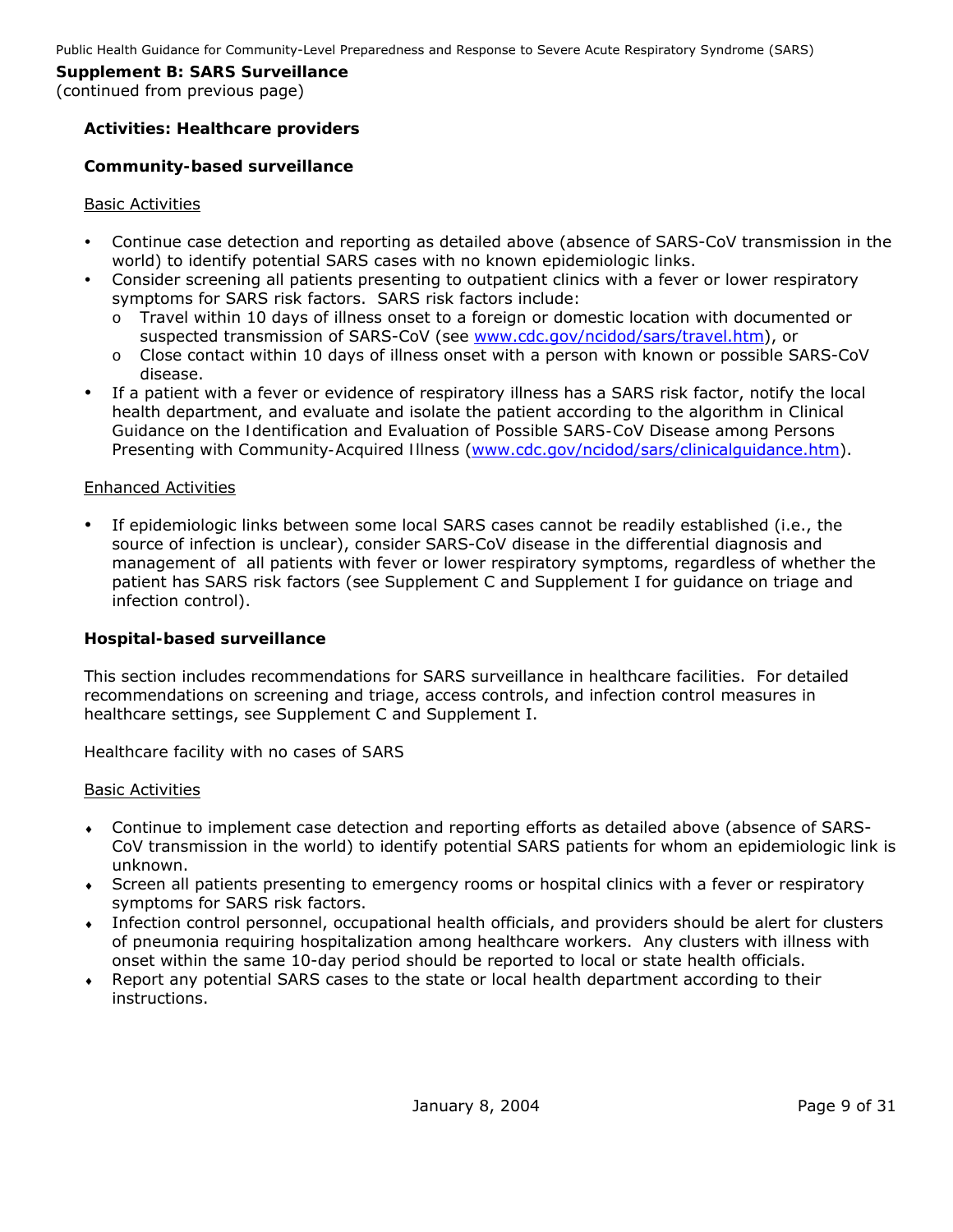**Supplement B: SARS Surveillance**
(continued from previous page)

### Activities: Healthcare providers

#### Community-based surveillance

Basic Activities

- Continue case detection and reporting as detailed above (absence of SARS-CoV transmission in the world) to identify potential SARS cases with no known epidemiologic links.
- Consider screening all patients presenting to outpatient clinics with a fever or lower respiratory symptoms for SARS risk factors. SARS risk factors include:
  - Travel within 10 days of illness onset to a foreign or domestic location with documented or suspected transmission of SARS-CoV (see www.cdc.gov/ncidod/sars/travel.htm), or
  - Close contact within 10 days of illness onset with a person with known or possible SARS-CoV disease.
- If a patient with a fever or evidence of respiratory illness has a SARS risk factor, notify the local health department, and evaluate and isolate the patient according to the algorithm in Clinical Guidance on the Identification and Evaluation of Possible SARS-CoV Disease among Persons Presenting with Community-Acquired Illness (www.cdc.gov/ncidod/sars/clinicalguidance.htm).

Enhanced Activities

- If epidemiologic links between some local SARS cases cannot be readily established (i.e., the source of infection is unclear), consider SARS-CoV disease in the differential diagnosis and management of all patients with fever or lower respiratory symptoms, regardless of whether the patient has SARS risk factors (see Supplement C and Supplement I for guidance on triage and infection control).

#### Hospital-based surveillance

This section includes recommendations for SARS surveillance in healthcare facilities. For detailed recommendations on screening and triage, access controls, and infection control measures in healthcare settings, see Supplement C and Supplement I.

Healthcare facility with no cases of SARS

Basic Activities

- Continue to implement case detection and reporting efforts as detailed above (absence of SARS-CoV transmission in the world) to identify potential SARS patients for whom an epidemiologic link is unknown.
- Screen all patients presenting to emergency rooms or hospital clinics with a fever or respiratory symptoms for SARS risk factors.
- Infection control personnel, occupational health officials, and providers should be alert for clusters of pneumonia requiring hospitalization among healthcare workers. Any clusters with illness with onset within the same 10-day period should be reported to local or state health officials.
- Report any potential SARS cases to the state or local health department according to their instructions.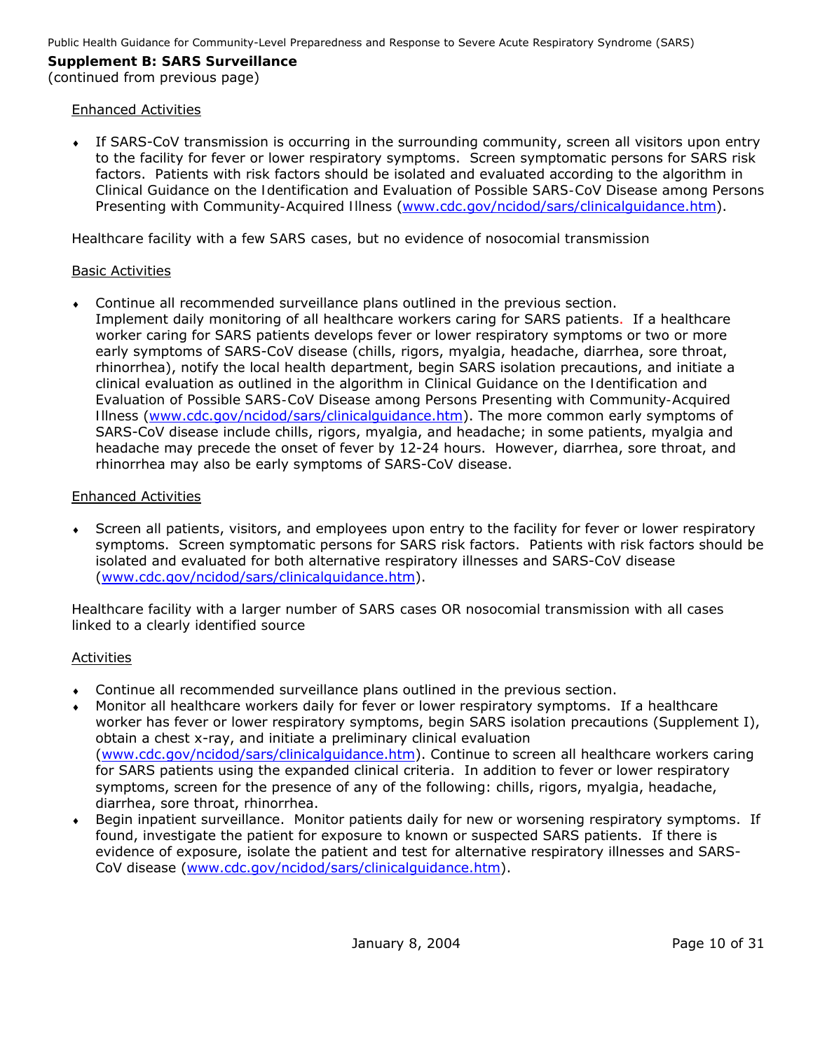**Supplement B: SARS Surveillance**
(continued from previous page)

Enhanced Activities

- If SARS-CoV transmission is occurring in the surrounding community, screen all visitors upon entry to the facility for fever or lower respiratory symptoms. Screen symptomatic persons for SARS risk factors. Patients with risk factors should be isolated and evaluated according to the algorithm in Clinical Guidance on the Identification and Evaluation of Possible SARS-CoV Disease among Persons Presenting with Community-Acquired Illness (www.cdc.gov/ncidod/sars/clinicalguidance.htm).

Healthcare facility with a few SARS cases, but no evidence of nosocomial transmission

Basic Activities

- Continue all recommended surveillance plans outlined in the previous section.
  Implement daily monitoring of all healthcare workers caring for SARS patients. If a healthcare worker caring for SARS patients develops fever or lower respiratory symptoms or two or more early symptoms of SARS-CoV disease (chills, rigors, myalgia, headache, diarrhea, sore throat, rhinorrhea), notify the local health department, begin SARS isolation precautions, and initiate a clinical evaluation as outlined in the algorithm in Clinical Guidance on the Identification and Evaluation of Possible SARS-CoV Disease among Persons Presenting with Community-Acquired Illness (www.cdc.gov/ncidod/sars/clinicalguidance.htm). The more common early symptoms of SARS-CoV disease include chills, rigors, myalgia, and headache; in some patients, myalgia and headache may precede the onset of fever by 12-24 hours. However, diarrhea, sore throat, and rhinorrhea may also be early symptoms of SARS-CoV disease.

Enhanced Activities

- Screen all patients, visitors, and employees upon entry to the facility for fever or lower respiratory symptoms. Screen symptomatic persons for SARS risk factors. Patients with risk factors should be isolated and evaluated for both alternative respiratory illnesses and SARS-CoV disease (www.cdc.gov/ncidod/sars/clinicalguidance.htm).

Healthcare facility with a larger number of SARS cases OR nosocomial transmission with all cases linked to a clearly identified source

Activities

- Continue all recommended surveillance plans outlined in the previous section.
- Monitor all healthcare workers daily for fever or lower respiratory symptoms. If a healthcare worker has fever or lower respiratory symptoms, begin SARS isolation precautions (Supplement I), obtain a chest x-ray, and initiate a preliminary clinical evaluation (www.cdc.gov/ncidod/sars/clinicalguidance.htm). Continue to screen all healthcare workers caring for SARS patients using the expanded clinical criteria. In addition to fever or lower respiratory symptoms, screen for the presence of any of the following: chills, rigors, myalgia, headache, diarrhea, sore throat, rhinorrhea.
- Begin inpatient surveillance. Monitor patients daily for new or worsening respiratory symptoms. If found, investigate the patient for exposure to known or suspected SARS patients. If there is evidence of exposure, isolate the patient and test for alternative respiratory illnesses and SARS-CoV disease (www.cdc.gov/ncidod/sars/clinicalguidance.htm).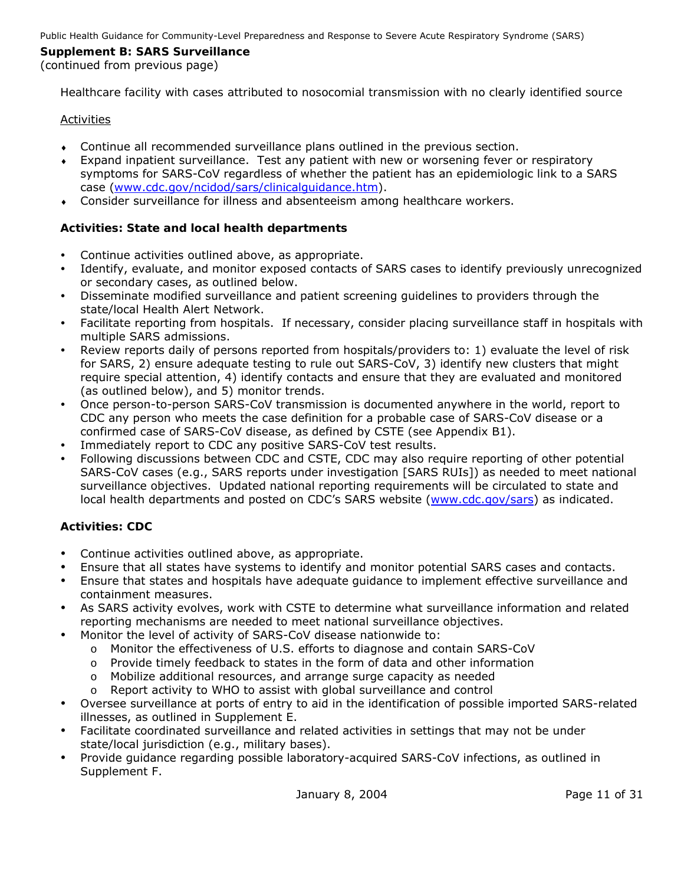**Supplement B: SARS Surveillance**
(continued from previous page)

Healthcare facility with cases attributed to nosocomial transmission with no clearly identified source

Activities

- Continue all recommended surveillance plans outlined in the previous section.
- Expand inpatient surveillance. Test any patient with new or worsening fever or respiratory symptoms for SARS-CoV regardless of whether the patient has an epidemiologic link to a SARS case ([www.cdc.gov/ncidod/sars/clinicalguidance.htm](www.cdc.gov/ncidod/sars/clinicalguidance.htm)).
- Consider surveillance for illness and absenteeism among healthcare workers.

**Activities: State and local health departments**

- Continue activities outlined above, as appropriate.
- Identify, evaluate, and monitor exposed contacts of SARS cases to identify previously unrecognized or secondary cases, as outlined below.
- Disseminate modified surveillance and patient screening guidelines to providers through the state/local Health Alert Network.
- Facilitate reporting from hospitals. If necessary, consider placing surveillance staff in hospitals with multiple SARS admissions.
- Review reports daily of persons reported from hospitals/providers to: 1) evaluate the level of risk for SARS, 2) ensure adequate testing to rule out SARS-CoV, 3) identify new clusters that might require special attention, 4) identify contacts and ensure that they are evaluated and monitored (as outlined below), and 5) monitor trends.
- Once person-to-person SARS-CoV transmission is documented anywhere in the world, report to CDC any person who meets the case definition for a probable case of SARS-CoV disease or a confirmed case of SARS-CoV disease, as defined by CSTE (see Appendix B1).
- Immediately report to CDC any positive SARS-CoV test results.
- Following discussions between CDC and CSTE, CDC may also require reporting of other potential SARS-CoV cases (e.g., SARS reports under investigation [SARS RUIs]) as needed to meet national surveillance objectives. Updated national reporting requirements will be circulated to state and local health departments and posted on CDC's SARS website ([www.cdc.gov/sars](www.cdc.gov/sars)) as indicated.

**Activities: CDC**

- Continue activities outlined above, as appropriate.
- Ensure that all states have systems to identify and monitor potential SARS cases and contacts.
- Ensure that states and hospitals have adequate guidance to implement effective surveillance and containment measures.
- As SARS activity evolves, work with CSTE to determine what surveillance information and related reporting mechanisms are needed to meet national surveillance objectives.
- Monitor the level of activity of SARS-CoV disease nationwide to:
  - Monitor the effectiveness of U.S. efforts to diagnose and contain SARS-CoV
  - Provide timely feedback to states in the form of data and other information
  - Mobilize additional resources, and arrange surge capacity as needed
  - Report activity to WHO to assist with global surveillance and control
- Oversee surveillance at ports of entry to aid in the identification of possible imported SARS-related illnesses, as outlined in Supplement E.
- Facilitate coordinated surveillance and related activities in settings that may not be under state/local jurisdiction (e.g., military bases).
- Provide guidance regarding possible laboratory-acquired SARS-CoV infections, as outlined in Supplement F.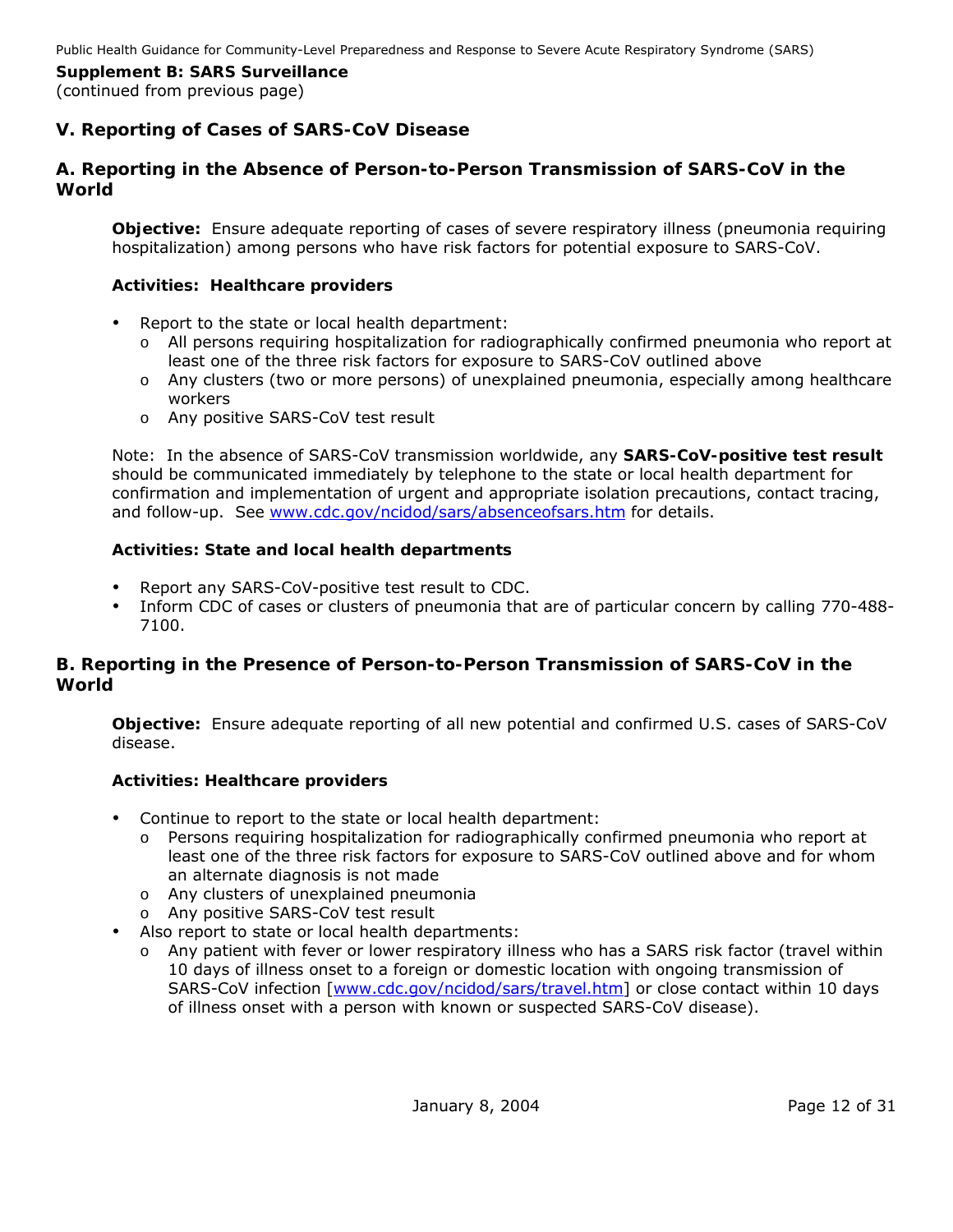**Supplement B: SARS Surveillance**
(continued from previous page)

## V. Reporting of Cases of SARS-CoV Disease

### A. Reporting in the Absence of Person-to-Person Transmission of SARS-CoV in the World

**Objective:** Ensure adequate reporting of cases of severe respiratory illness (pneumonia requiring hospitalization) among persons who have risk factors for potential exposure to SARS-CoV.

**Activities: Healthcare providers**

- Report to the state or local health department:
  - All persons requiring hospitalization for radiographically confirmed pneumonia who report at least one of the three risk factors for exposure to SARS-CoV outlined above
  - Any clusters (two or more persons) of unexplained pneumonia, especially among healthcare workers
  - Any positive SARS-CoV test result

Note: In the absence of SARS-CoV transmission worldwide, any **SARS-CoV-positive test result** should be communicated immediately by telephone to the state or local health department for confirmation and implementation of urgent and appropriate isolation precautions, contact tracing, and follow-up. See www.cdc.gov/ncidod/sars/absenceofsars.htm for details.

**Activities: State and local health departments**

- Report any SARS-CoV-positive test result to CDC.
- Inform CDC of cases or clusters of pneumonia that are of particular concern by calling 770-488-7100.

### B. Reporting in the Presence of Person-to-Person Transmission of SARS-CoV in the World

**Objective:** Ensure adequate reporting of all new potential and confirmed U.S. cases of SARS-CoV disease.

**Activities: Healthcare providers**

- Continue to report to the state or local health department:
  - Persons requiring hospitalization for radiographically confirmed pneumonia who report at least one of the three risk factors for exposure to SARS-CoV outlined above and for whom an alternate diagnosis is not made
  - Any clusters of unexplained pneumonia
  - Any positive SARS-CoV test result
- Also report to state or local health departments:
  - Any patient with fever or lower respiratory illness who has a SARS risk factor (travel within 10 days of illness onset to a foreign or domestic location with ongoing transmission of SARS-CoV infection [www.cdc.gov/ncidod/sars/travel.htm] or close contact within 10 days of illness onset with a person with known or suspected SARS-CoV disease).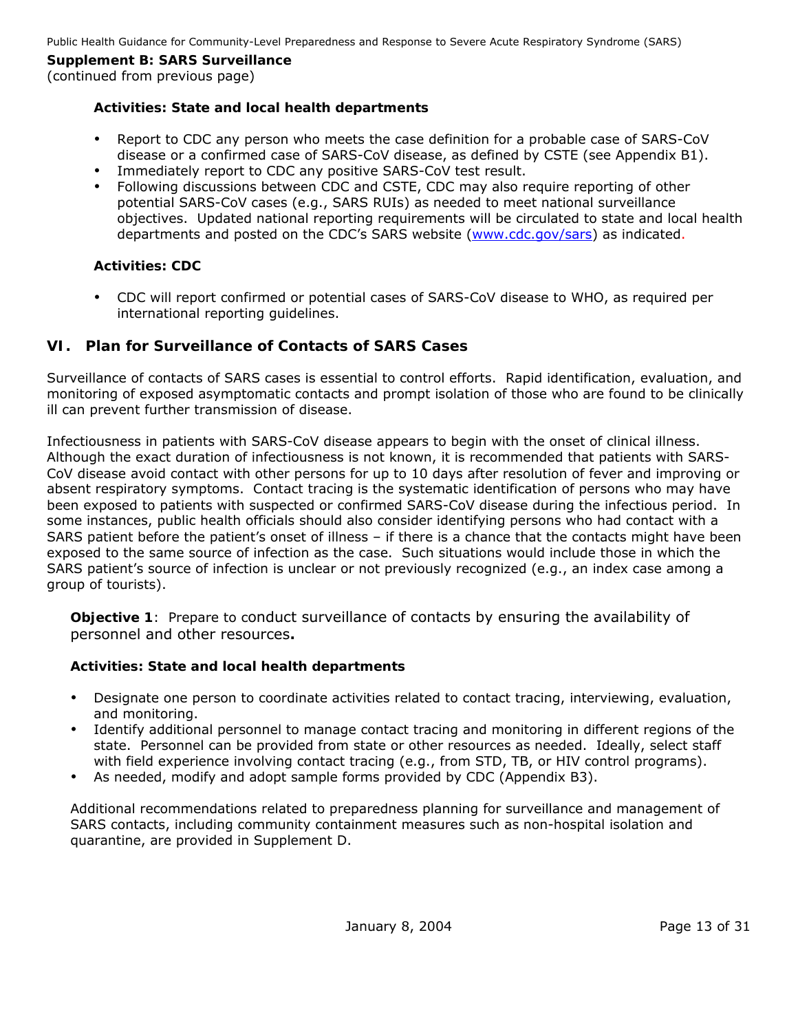**Supplement B: SARS Surveillance**
(continued from previous page)

**Activities: State and local health departments**

- Report to CDC any person who meets the case definition for a probable case of SARS-CoV disease or a confirmed case of SARS-CoV disease, as defined by CSTE (see Appendix B1).
- Immediately report to CDC any positive SARS-CoV test result.
- Following discussions between CDC and CSTE, CDC may also require reporting of other potential SARS-CoV cases (e.g., SARS RUIs) as needed to meet national surveillance objectives. Updated national reporting requirements will be circulated to state and local health departments and posted on the CDC's SARS website (www.cdc.gov/sars) as indicated.

**Activities: CDC**

- CDC will report confirmed or potential cases of SARS-CoV disease to WHO, as required per international reporting guidelines.

## VI. Plan for Surveillance of Contacts of SARS Cases

Surveillance of contacts of SARS cases is essential to control efforts. Rapid identification, evaluation, and monitoring of exposed asymptomatic contacts and prompt isolation of those who are found to be clinically ill can prevent further transmission of disease.

Infectiousness in patients with SARS-CoV disease appears to begin with the onset of clinical illness. Although the exact duration of infectiousness is not known, it is recommended that patients with SARS-CoV disease avoid contact with other persons for up to 10 days after resolution of fever and improving or absent respiratory symptoms. Contact tracing is the systematic identification of persons who may have been exposed to patients with suspected or confirmed SARS-CoV disease during the infectious period. In some instances, public health officials should also consider identifying persons who had contact with a SARS patient before the patient's onset of illness – if there is a chance that the contacts might have been exposed to the same source of infection as the case. Such situations would include those in which the SARS patient's source of infection is unclear or not previously recognized (e.g., an index case among a group of tourists).

**Objective 1**: Prepare to conduct surveillance of contacts by ensuring the availability of personnel and other resources**.**

**Activities: State and local health departments**

- Designate one person to coordinate activities related to contact tracing, interviewing, evaluation, and monitoring.
- Identify additional personnel to manage contact tracing and monitoring in different regions of the state. Personnel can be provided from state or other resources as needed. Ideally, select staff with field experience involving contact tracing (e.g., from STD, TB, or HIV control programs).
- As needed, modify and adopt sample forms provided by CDC (Appendix B3).

Additional recommendations related to preparedness planning for surveillance and management of SARS contacts, including community containment measures such as non-hospital isolation and quarantine, are provided in Supplement D.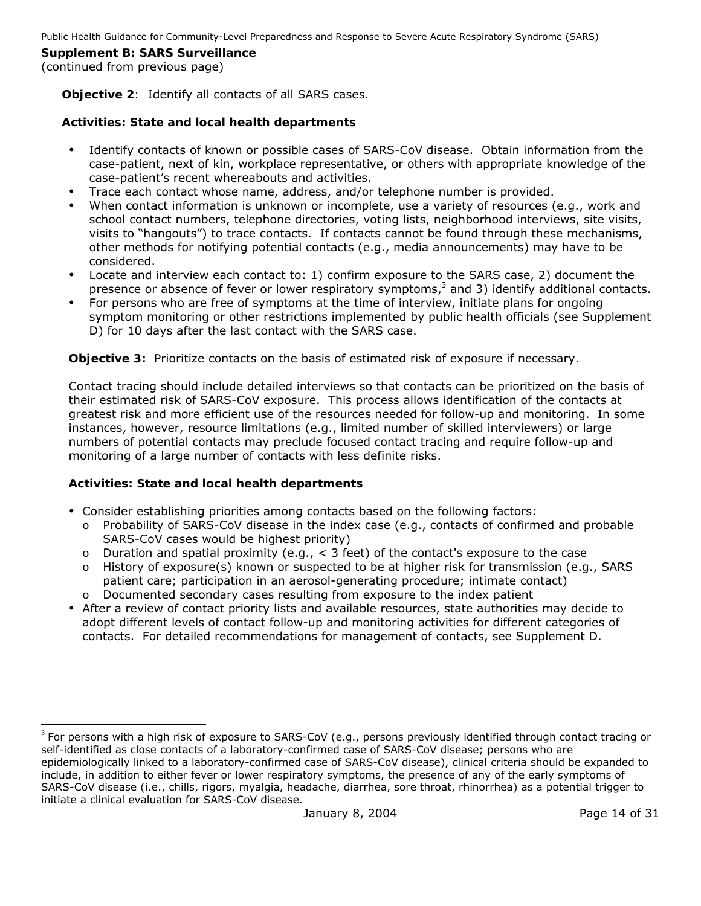**Supplement B: SARS Surveillance**
(continued from previous page)

**Objective 2**: Identify all contacts of all SARS cases.

**Activities: State and local health departments**

- Identify contacts of known or possible cases of SARS-CoV disease. Obtain information from the case-patient, next of kin, workplace representative, or others with appropriate knowledge of the case-patient's recent whereabouts and activities.
- Trace each contact whose name, address, and/or telephone number is provided.
- When contact information is unknown or incomplete, use a variety of resources (e.g., work and school contact numbers, telephone directories, voting lists, neighborhood interviews, site visits, visits to "hangouts") to trace contacts. If contacts cannot be found through these mechanisms, other methods for notifying potential contacts (e.g., media announcements) may have to be considered.
- Locate and interview each contact to: 1) confirm exposure to the SARS case, 2) document the presence or absence of fever or lower respiratory symptoms,[3] and 3) identify additional contacts.
- For persons who are free of symptoms at the time of interview, initiate plans for ongoing symptom monitoring or other restrictions implemented by public health officials (see Supplement D) for 10 days after the last contact with the SARS case.

**Objective 3:** Prioritize contacts on the basis of estimated risk of exposure if necessary.

Contact tracing should include detailed interviews so that contacts can be prioritized on the basis of their estimated risk of SARS-CoV exposure. This process allows identification of the contacts at greatest risk and more efficient use of the resources needed for follow-up and monitoring. In some instances, however, resource limitations (e.g., limited number of skilled interviewers) or large numbers of potential contacts may preclude focused contact tracing and require follow-up and monitoring of a large number of contacts with less definite risks.

**Activities: State and local health departments**

- Consider establishing priorities among contacts based on the following factors:
  - Probability of SARS-CoV disease in the index case (e.g., contacts of confirmed and probable SARS-CoV cases would be highest priority)
  - Duration and spatial proximity (e.g., < 3 feet) of the contact's exposure to the case
  - History of exposure(s) known or suspected to be at higher risk for transmission (e.g., SARS patient care; participation in an aerosol-generating procedure; intimate contact)
  - Documented secondary cases resulting from exposure to the index patient
- After a review of contact priority lists and available resources, state authorities may decide to adopt different levels of contact follow-up and monitoring activities for different categories of contacts. For detailed recommendations for management of contacts, see Supplement D.

---

[3] For persons with a high risk of exposure to SARS-CoV (e.g., persons previously identified through contact tracing or self-identified as close contacts of a laboratory-confirmed case of SARS-CoV disease; persons who are epidemiologically linked to a laboratory-confirmed case of SARS-CoV disease), clinical criteria should be expanded to include, in addition to either fever or lower respiratory symptoms, the presence of any of the early symptoms of SARS-CoV disease (i.e., chills, rigors, myalgia, headache, diarrhea, sore throat, rhinorrhea) as a potential trigger to initiate a clinical evaluation for SARS-CoV disease.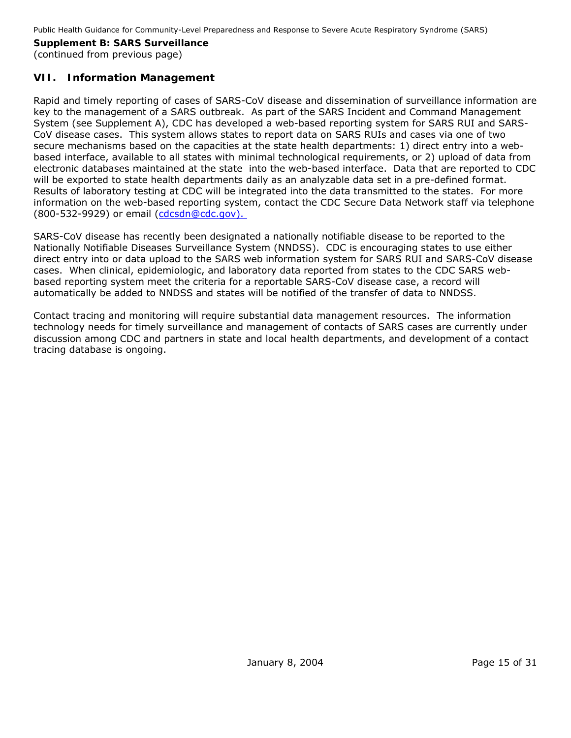**Supplement B: SARS Surveillance**
(continued from previous page)

## VII. Information Management

Rapid and timely reporting of cases of SARS-CoV disease and dissemination of surveillance information are key to the management of a SARS outbreak. As part of the SARS Incident and Command Management System (see Supplement A), CDC has developed a web-based reporting system for SARS RUI and SARS-CoV disease cases. This system allows states to report data on SARS RUIs and cases via one of two secure mechanisms based on the capacities at the state health departments: 1) direct entry into a web-based interface, available to all states with minimal technological requirements, or 2) upload of data from electronic databases maintained at the state into the web-based interface. Data that are reported to CDC will be exported to state health departments daily as an analyzable data set in a pre-defined format. Results of laboratory testing at CDC will be integrated into the data transmitted to the states. For more information on the web-based reporting system, contact the CDC Secure Data Network staff via telephone (800-532-9929) or email (cdcsdn@cdc.gov).

SARS-CoV disease has recently been designated a nationally notifiable disease to be reported to the Nationally Notifiable Diseases Surveillance System (NNDSS). CDC is encouraging states to use either direct entry into or data upload to the SARS web information system for SARS RUI and SARS-CoV disease cases. When clinical, epidemiologic, and laboratory data reported from states to the CDC SARS web-based reporting system meet the criteria for a reportable SARS-CoV disease case, a record will automatically be added to NNDSS and states will be notified of the transfer of data to NNDSS.

Contact tracing and monitoring will require substantial data management resources. The information technology needs for timely surveillance and management of contacts of SARS cases are currently under discussion among CDC and partners in state and local health departments, and development of a contact tracing database is ongoing.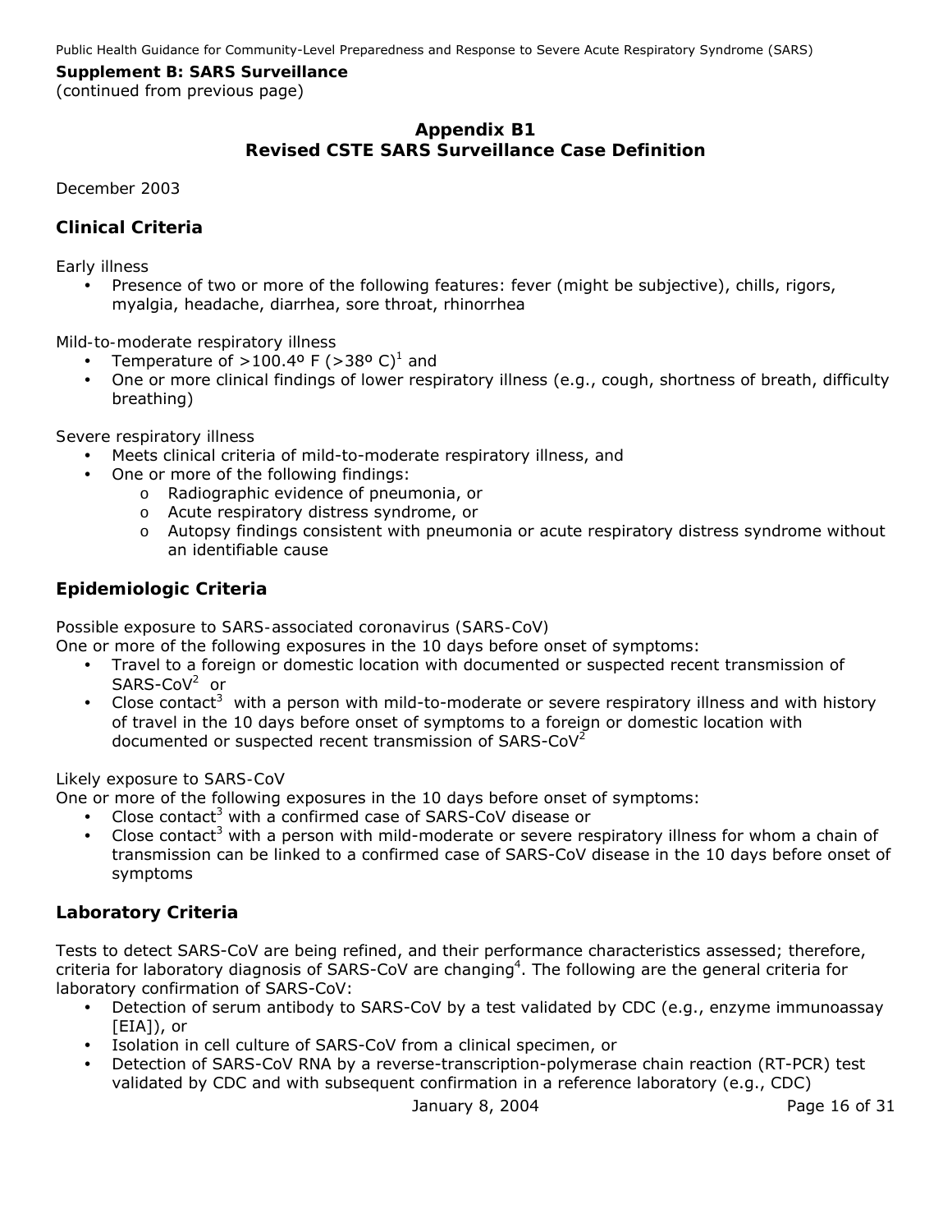**Supplement B: SARS Surveillance**
(continued from previous page)

## Appendix B1
## Revised CSTE SARS Surveillance Case Definition

December 2003

### Clinical Criteria

Early illness

- Presence of two or more of the following features: fever (might be subjective), chills, rigors, myalgia, headache, diarrhea, sore throat, rhinorrhea

Mild-to-moderate respiratory illness

- Temperature of >100.4º F (>38º C)[1] and
- One or more clinical findings of lower respiratory illness (e.g., cough, shortness of breath, difficulty breathing)

Severe respiratory illness

- Meets clinical criteria of mild-to-moderate respiratory illness, and
- One or more of the following findings:
  - Radiographic evidence of pneumonia, or
  - Acute respiratory distress syndrome, or
  - Autopsy findings consistent with pneumonia or acute respiratory distress syndrome without an identifiable cause

### Epidemiologic Criteria

Possible exposure to SARS-associated coronavirus (SARS-CoV)
One or more of the following exposures in the 10 days before onset of symptoms:

- Travel to a foreign or domestic location with documented or suspected recent transmission of SARS-CoV[2] or
- Close contact[3] with a person with mild-to-moderate or severe respiratory illness and with history of travel in the 10 days before onset of symptoms to a foreign or domestic location with documented or suspected recent transmission of SARS-CoV[2]

Likely exposure to SARS-CoV
One or more of the following exposures in the 10 days before onset of symptoms:

- Close contact[3] with a confirmed case of SARS-CoV disease or
- Close contact[3] with a person with mild-moderate or severe respiratory illness for whom a chain of transmission can be linked to a confirmed case of SARS-CoV disease in the 10 days before onset of symptoms

### Laboratory Criteria

Tests to detect SARS-CoV are being refined, and their performance characteristics assessed; therefore, criteria for laboratory diagnosis of SARS-CoV are changing[4]. The following are the general criteria for laboratory confirmation of SARS-CoV:

- Detection of serum antibody to SARS-CoV by a test validated by CDC (e.g., enzyme immunoassay [EIA]), or
- Isolation in cell culture of SARS-CoV from a clinical specimen, or
- Detection of SARS-CoV RNA by a reverse-transcription-polymerase chain reaction (RT-PCR) test validated by CDC and with subsequent confirmation in a reference laboratory (e.g., CDC)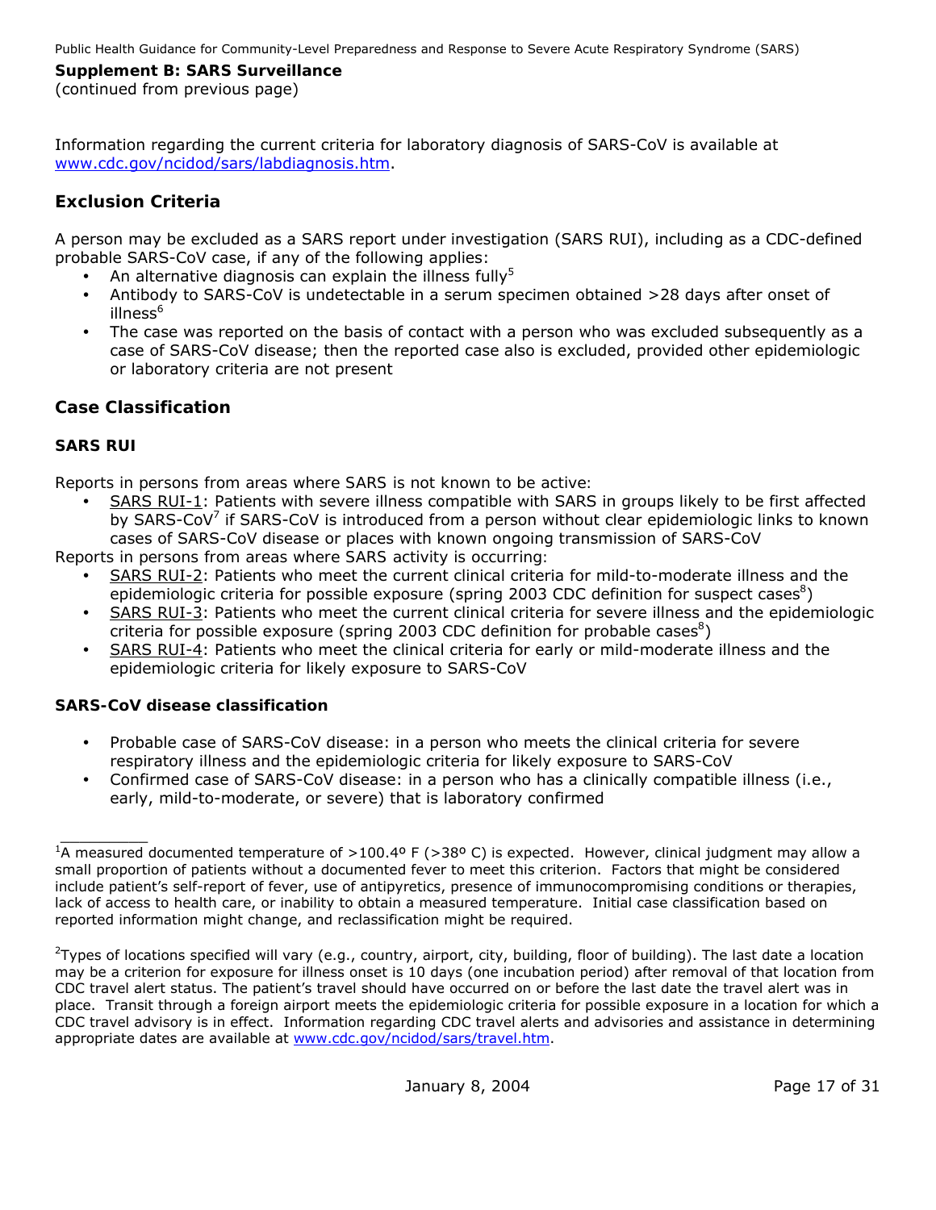**Supplement B: SARS Surveillance**
(continued from previous page)

Information regarding the current criteria for laboratory diagnosis of SARS-CoV is available at www.cdc.gov/ncidod/sars/labdiagnosis.htm.

## Exclusion Criteria

A person may be excluded as a SARS report under investigation (SARS RUI), including as a CDC-defined probable SARS-CoV case, if any of the following applies:

- An alternative diagnosis can explain the illness fully[5]
- Antibody to SARS-CoV is undetectable in a serum specimen obtained >28 days after onset of illness[6]
- The case was reported on the basis of contact with a person who was excluded subsequently as a case of SARS-CoV disease; then the reported case also is excluded, provided other epidemiologic or laboratory criteria are not present

## Case Classification

### SARS RUI

Reports in persons from areas where SARS is not known to be active:

- SARS RUI-1: Patients with severe illness compatible with SARS in groups likely to be first affected by SARS-CoV[7] if SARS-CoV is introduced from a person without clear epidemiologic links to known cases of SARS-CoV disease or places with known ongoing transmission of SARS-CoV

Reports in persons from areas where SARS activity is occurring:

- SARS RUI-2: Patients who meet the current clinical criteria for mild-to-moderate illness and the epidemiologic criteria for possible exposure (spring 2003 CDC definition for suspect cases[8])
- SARS RUI-3: Patients who meet the current clinical criteria for severe illness and the epidemiologic criteria for possible exposure (spring 2003 CDC definition for probable cases[8])
- SARS RUI-4: Patients who meet the clinical criteria for early or mild-moderate illness and the epidemiologic criteria for likely exposure to SARS-CoV

### SARS-CoV disease classification

- Probable case of SARS-CoV disease: in a person who meets the clinical criteria for severe respiratory illness and the epidemiologic criteria for likely exposure to SARS-CoV
- Confirmed case of SARS-CoV disease: in a person who has a clinically compatible illness (i.e., early, mild-to-moderate, or severe) that is laboratory confirmed

---

[1] A measured documented temperature of >100.4º F (>38º C) is expected. However, clinical judgment may allow a small proportion of patients without a documented fever to meet this criterion. Factors that might be considered include patient's self-report of fever, use of antipyretics, presence of immunocompromising conditions or therapies, lack of access to health care, or inability to obtain a measured temperature. Initial case classification based on reported information might change, and reclassification might be required.

[2] Types of locations specified will vary (e.g., country, airport, city, building, floor of building). The last date a location may be a criterion for exposure for illness onset is 10 days (one incubation period) after removal of that location from CDC travel alert status. The patient's travel should have occurred on or before the last date the travel alert was in place. Transit through a foreign airport meets the epidemiologic criteria for possible exposure in a location for which a CDC travel advisory is in effect. Information regarding CDC travel alerts and advisories and assistance in determining appropriate dates are available at www.cdc.gov/ncidod/sars/travel.htm.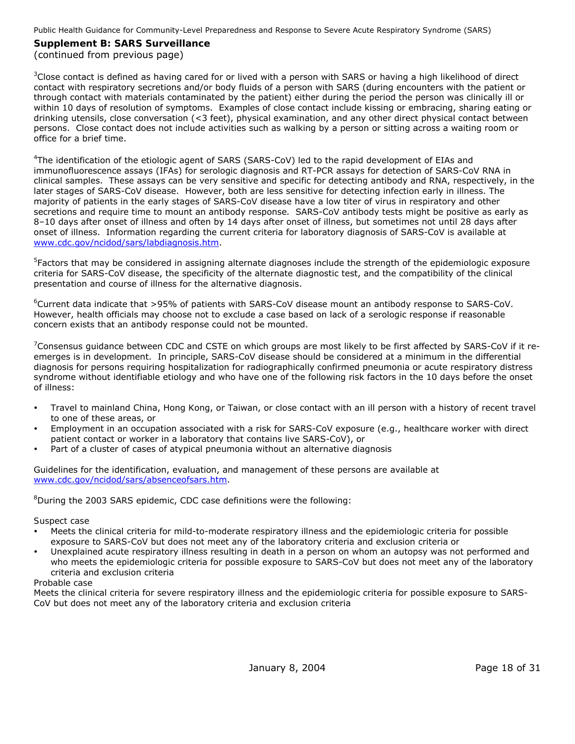## Supplement B: SARS Surveillance

(continued from previous page)

[3]Close contact is defined as having cared for or lived with a person with SARS or having a high likelihood of direct contact with respiratory secretions and/or body fluids of a person with SARS (during encounters with the patient or through contact with materials contaminated by the patient) either during the period the person was clinically ill or within 10 days of resolution of symptoms. Examples of close contact include kissing or embracing, sharing eating or drinking utensils, close conversation (<3 feet), physical examination, and any other direct physical contact between persons. Close contact does not include activities such as walking by a person or sitting across a waiting room or office for a brief time.

[4]The identification of the etiologic agent of SARS (SARS-CoV) led to the rapid development of EIAs and immunofluorescence assays (IFAs) for serologic diagnosis and RT-PCR assays for detection of SARS-CoV RNA in clinical samples. These assays can be very sensitive and specific for detecting antibody and RNA, respectively, in the later stages of SARS-CoV disease. However, both are less sensitive for detecting infection early in illness. The majority of patients in the early stages of SARS-CoV disease have a low titer of virus in respiratory and other secretions and require time to mount an antibody response. SARS-CoV antibody tests might be positive as early as 8–10 days after onset of illness and often by 14 days after onset of illness, but sometimes not until 28 days after onset of illness. Information regarding the current criteria for laboratory diagnosis of SARS-CoV is available at www.cdc.gov/ncidod/sars/labdiagnosis.htm.

[5]Factors that may be considered in assigning alternate diagnoses include the strength of the epidemiologic exposure criteria for SARS-CoV disease, the specificity of the alternate diagnostic test, and the compatibility of the clinical presentation and course of illness for the alternative diagnosis.

[6]Current data indicate that >95% of patients with SARS-CoV disease mount an antibody response to SARS-CoV. However, health officials may choose not to exclude a case based on lack of a serologic response if reasonable concern exists that an antibody response could not be mounted.

[7]Consensus guidance between CDC and CSTE on which groups are most likely to be first affected by SARS-CoV if it re-emerges is in development. In principle, SARS-CoV disease should be considered at a minimum in the differential diagnosis for persons requiring hospitalization for radiographically confirmed pneumonia or acute respiratory distress syndrome without identifiable etiology and who have one of the following risk factors in the 10 days before the onset of illness:

- Travel to mainland China, Hong Kong, or Taiwan, or close contact with an ill person with a history of recent travel to one of these areas, or
- Employment in an occupation associated with a risk for SARS-CoV exposure (e.g., healthcare worker with direct patient contact or worker in a laboratory that contains live SARS-CoV), or
- Part of a cluster of cases of atypical pneumonia without an alternative diagnosis

Guidelines for the identification, evaluation, and management of these persons are available at www.cdc.gov/ncidod/sars/absenceofsars.htm.

[8]During the 2003 SARS epidemic, CDC case definitions were the following:

Suspect case

- Meets the clinical criteria for mild-to-moderate respiratory illness and the epidemiologic criteria for possible exposure to SARS-CoV but does not meet any of the laboratory criteria and exclusion criteria or
- Unexplained acute respiratory illness resulting in death in a person on whom an autopsy was not performed and who meets the epidemiologic criteria for possible exposure to SARS-CoV but does not meet any of the laboratory criteria and exclusion criteria

Probable case

Meets the clinical criteria for severe respiratory illness and the epidemiologic criteria for possible exposure to SARS-CoV but does not meet any of the laboratory criteria and exclusion criteria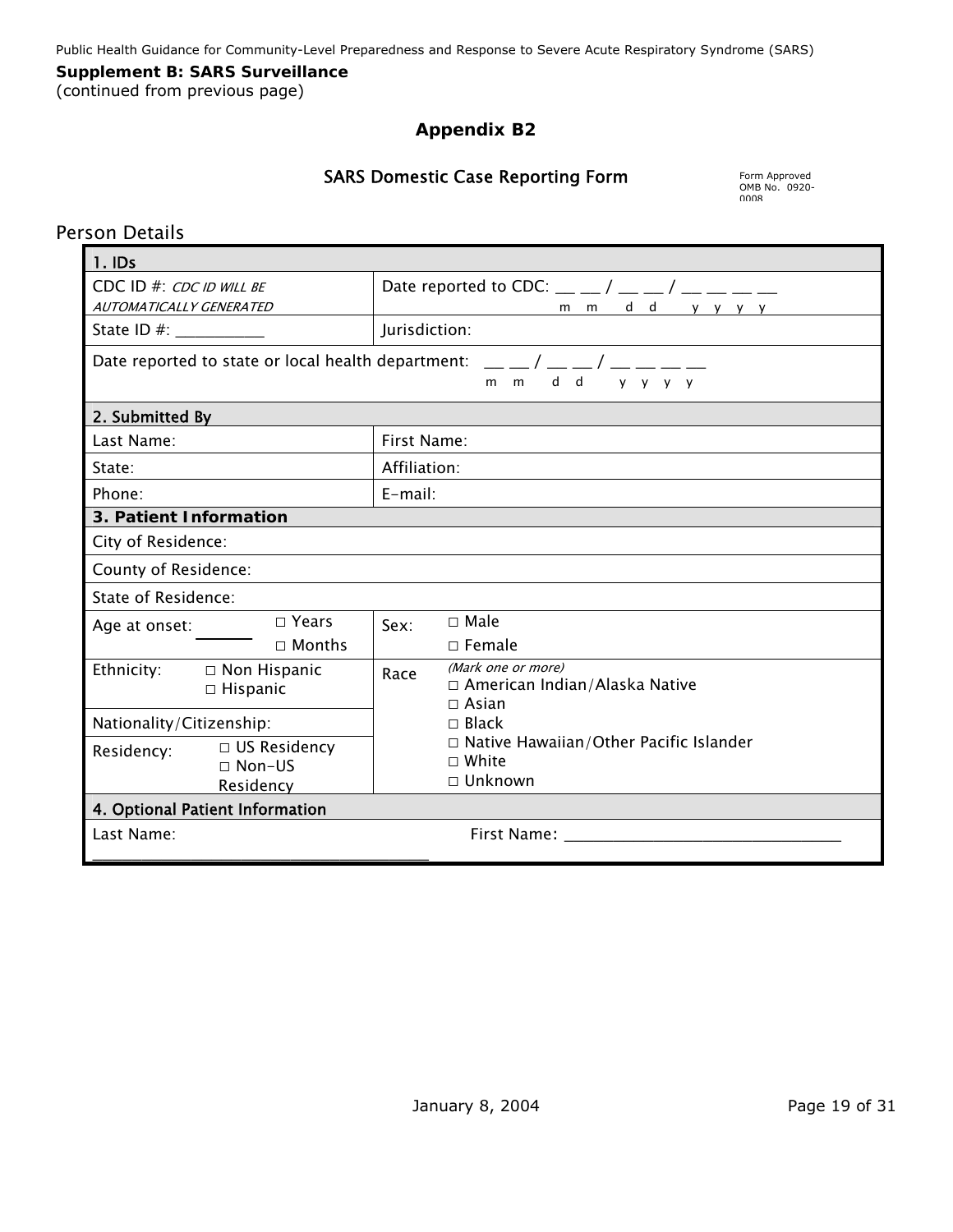**Supplement B: SARS Surveillance**
(continued from previous page)

## Appendix B2

### SARS Domestic Case Reporting Form

Form Approved OMB No. 0920-0008

## Person Details

| **1. IDs** | |
|---|---|
| CDC ID #: *CDC ID WILL BE AUTOMATICALLY GENERATED* | Date reported to CDC: __ __ / __ __ / __ __ __ __ (m m / d d / y y y y) |
| State ID #: __________ | Jurisdiction: |
| Date reported to state or local health department: __ __ / __ __ / __ __ __ __ (m m / d d / y y y y) | |
| **2. Submitted By** | |
| Last Name: | First Name: |
| State: | Affiliation: |
| Phone: | E-mail: |
| **3. Patient Information** | |
| City of Residence: | |
| County of Residence: | |
| State of Residence: | |
| Age at onset: ______ □ Years □ Months | Sex: □ Male □ Female |
| Ethnicity: □ Non Hispanic □ Hispanic | Race *(Mark one or more)* □ American Indian/Alaska Native □ Asian □ Black □ Native Hawaiian/Other Pacific Islander □ White □ Unknown |
| Nationality/Citizenship: | |
| Residency: □ US Residency □ Non-US Residency | |
| **4. Optional Patient Information** | |
| Last Name: ________________________________________ | First Name: ________________________________ |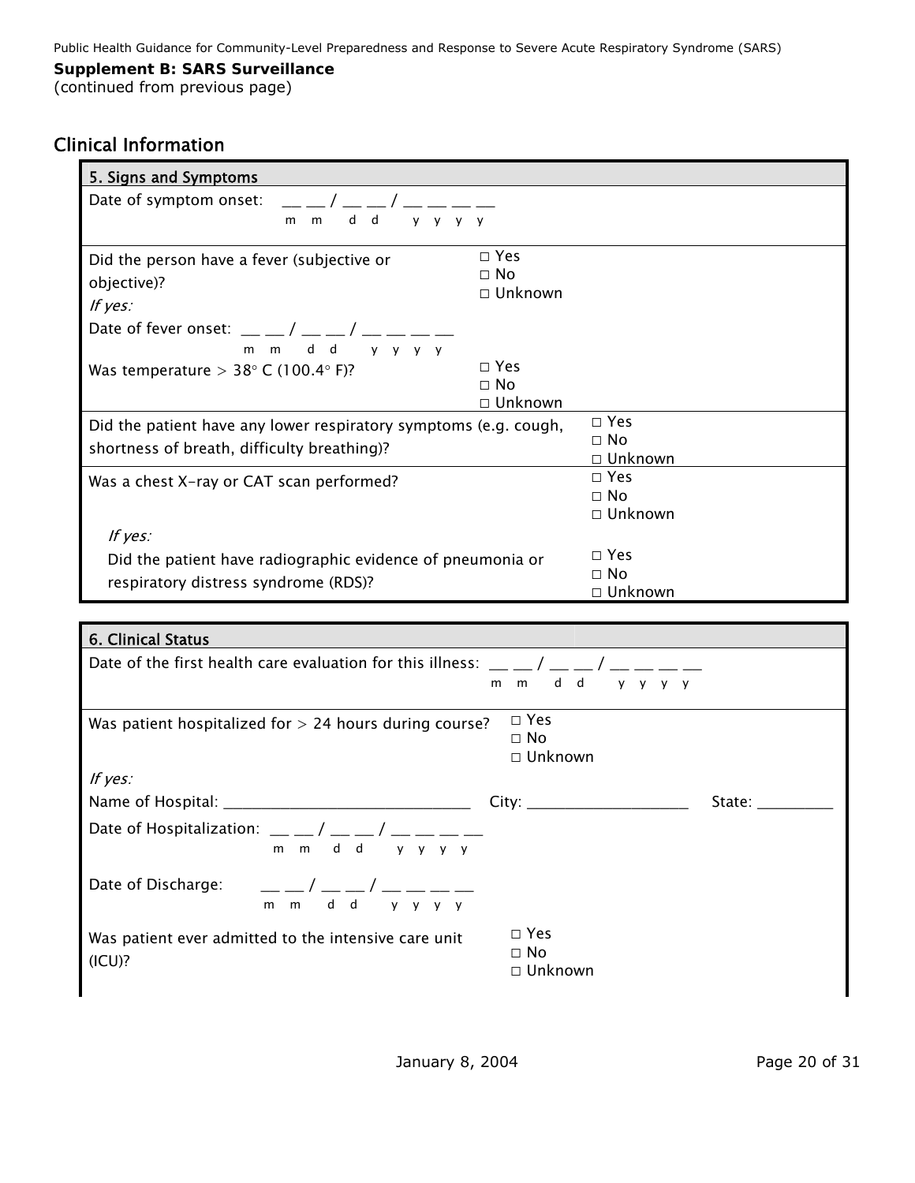**Supplement B: SARS Surveillance**
(continued from previous page)

## Clinical Information

### 5. Signs and Symptoms

Date of symptom onset: \_\_ \_\_ / \_\_ \_\_ / \_\_ \_\_ \_\_ \_\_
m m d d y y y y

| | |
|---|---|
| Did the person have a fever (subjective or objective)? | □ Yes<br>□ No<br>□ Unknown |
| *If yes:*<br>Date of fever onset: \_\_ \_\_ / \_\_ \_\_ / \_\_ \_\_ \_\_ \_\_ (m m d d y y y y) | |
| Was temperature > 38° C (100.4° F)? | □ Yes<br>□ No<br>□ Unknown |
| Did the patient have any lower respiratory symptoms (e.g. cough, shortness of breath, difficulty breathing)? | □ Yes<br>□ No<br>□ Unknown |
| Was a chest X-ray or CAT scan performed? | □ Yes<br>□ No<br>□ Unknown |
| *If yes:*<br>Did the patient have radiographic evidence of pneumonia or respiratory distress syndrome (RDS)? | □ Yes<br>□ No<br>□ Unknown |

### 6. Clinical Status

Date of the first health care evaluation for this illness: \_\_ \_\_ / \_\_ \_\_ / \_\_ \_\_ \_\_ \_\_
m m d d y y y y

Was patient hospitalized for > 24 hours during course? □ Yes □ No □ Unknown

*If yes:*

Name of Hospital: \_\_\_\_\_\_\_\_\_\_\_\_\_\_\_\_\_\_\_\_\_\_\_\_\_\_\_\_\_\_ City: \_\_\_\_\_\_\_\_\_\_\_\_\_\_\_\_\_\_\_\_ State: \_\_\_\_\_\_\_\_\_\_

Date of Hospitalization: \_\_ \_\_ / \_\_ \_\_ / \_\_ \_\_ \_\_ \_\_
m m d d y y y y

Date of Discharge: \_\_ \_\_ / \_\_ \_\_ / \_\_ \_\_ \_\_ \_\_
m m d d y y y y

Was patient ever admitted to the intensive care unit (ICU)? □ Yes □ No □ Unknown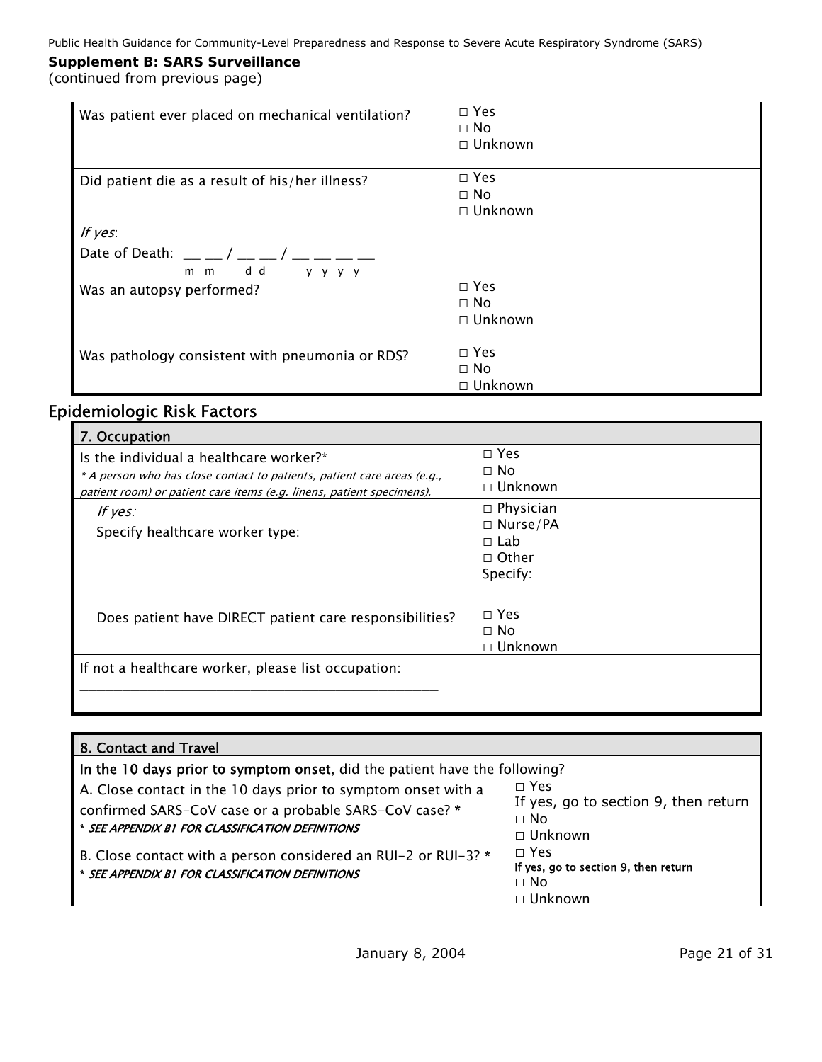**Supplement B: SARS Surveillance**
(continued from previous page)

| | |
|---|---|
| Was patient ever placed on mechanical ventilation? | □ Yes<br>□ No<br>□ Unknown |
| Did patient die as a result of his/her illness? | □ Yes<br>□ No<br>□ Unknown |
| *If yes*:<br>Date of Death: __ __ / __ __ / __ __ __ __<br>m m d d y y y y | |
| Was an autopsy performed? | □ Yes<br>□ No<br>□ Unknown |
| Was pathology consistent with pneumonia or RDS? | □ Yes<br>□ No<br>□ Unknown |

## Epidemiologic Risk Factors

| 7. Occupation | |
|---|---|
| Is the individual a healthcare worker?*<br>*\* A person who has close contact to patients, patient care areas (e.g., patient room) or patient care items (e.g. linens, patient specimens).* | □ Yes<br>□ No<br>□ Unknown |
| *If yes:*<br>Specify healthcare worker type: | □ Physician<br>□ Nurse/PA<br>□ Lab<br>□ Other<br>Specify: ________________ |
| Does patient have DIRECT patient care responsibilities? | □ Yes<br>□ No<br>□ Unknown |
| If not a healthcare worker, please list occupation:<br>__________________________________________________ | |

| 8. Contact and Travel | |
|---|---|
| **In the 10 days prior to symptom onset**, did the patient have the following? | |
| A. Close contact in the 10 days prior to symptom onset with a confirmed SARS-CoV case or a probable SARS-CoV case? *<br>*\* SEE APPENDIX B1 FOR CLASSIFICATION DEFINITIONS* | □ Yes<br>If yes, go to section 9, then return<br>□ No<br>□ Unknown |
| B. Close contact with a person considered an RUI-2 or RUI-3? *<br>*\* SEE APPENDIX B1 FOR CLASSIFICATION DEFINITIONS* | □ Yes<br>If yes, go to section 9, then return<br>□ No<br>□ Unknown |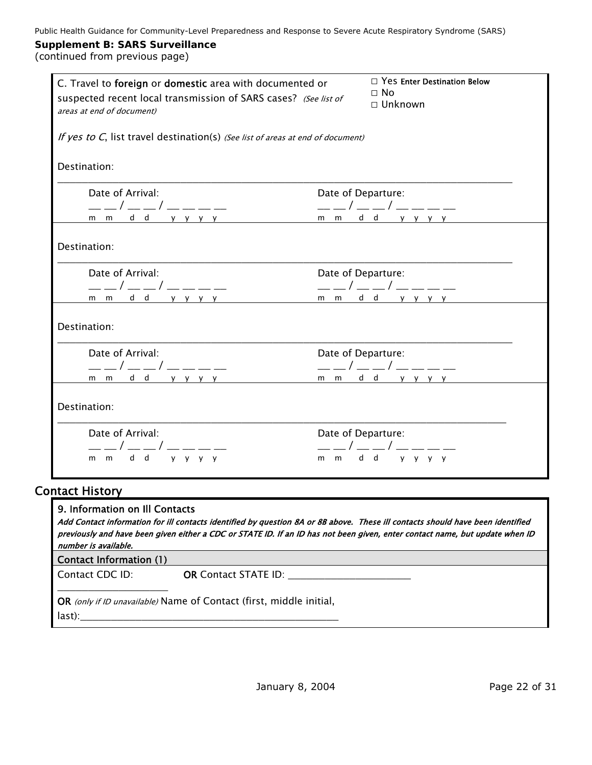**Supplement B: SARS Surveillance**
(continued from previous page)

C. Travel to **foreign** or **domestic** area with documented or suspected recent local transmission of SARS cases? *(See list of areas at end of document)*

□ Yes **Enter Destination Below**
□ No
□ Unknown

*If yes to C*, list travel destination(s) *(See list of areas at end of document)*

Destination:

_______________________________________________________________________________

Date of Arrival: __ __ / __ __ / __ __ __ __ (m m d d y y y y)

Date of Departure: __ __ / __ __ / __ __ __ __ (m m d d y y y y)

Destination:

_______________________________________________________________________________

Date of Arrival: __ __ / __ __ / __ __ __ __ (m m d d y y y y)

Date of Departure: __ __ / __ __ / __ __ __ __ (m m d d y y y y)

Destination:

_______________________________________________________________________________

Date of Arrival: __ __ / __ __ / __ __ __ __ (m m d d y y y y)

Date of Departure: __ __ / __ __ / __ __ __ __ (m m d d y y y y)

Destination:

_______________________________________________________________________________

Date of Arrival: __ __ / __ __ / __ __ __ __ (m m d d y y y y)

Date of Departure: __ __ / __ __ / __ __ __ __ (m m d d y y y y)

## Contact History

**9. Information on Ill Contacts**

***Add Contact information for ill contacts identified by question 8A or 8B above. These ill contacts should have been identified previously and have been given either a CDC or STATE ID. If an ID has not been given, enter contact name, but update when ID number is available.***

**Contact Information (1)**

Contact CDC ID: ____________________ **OR** Contact STATE ID: ______________________

**OR** *(only if ID unavailable)* Name of Contact (first, middle initial, last):_______________________________________________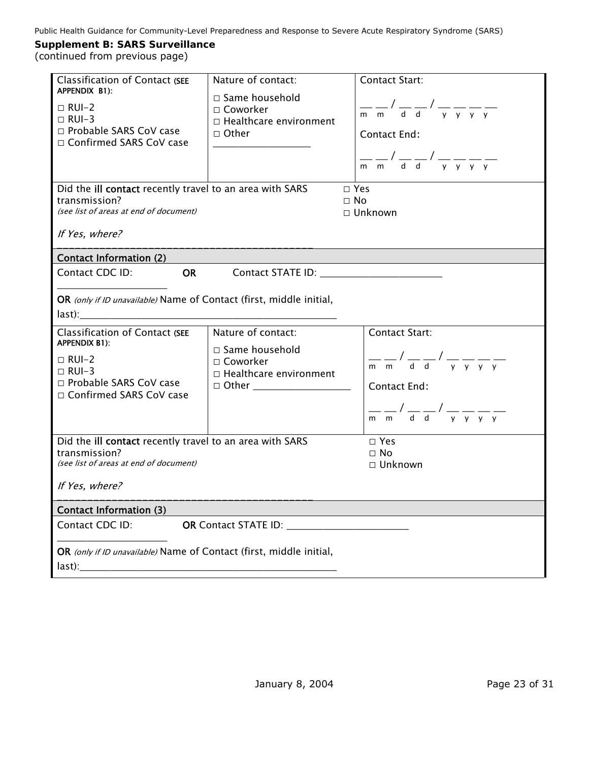**Supplement B: SARS Surveillance**
(continued from previous page)

| Classification of Contact (SEE APPENDIX B1): | Nature of contact: | Contact Start: |
|---|---|---|
| □ RUI-2<br>□ RUI-3<br>□ Probable SARS CoV case<br>□ Confirmed SARS CoV case | □ Same household<br>□ Coworker<br>□ Healthcare environment<br>□ Other ________________ | __ __ / __ __ / __ __ __ __<br>m m d d y y y y<br>Contact End:<br>__ __ / __ __ / __ __ __ __<br>m m d d y y y y |

Did the **ill contact** recently travel to an area with SARS transmission?
*(see list of areas at end of document)*

□ Yes
□ No
□ Unknown

*If Yes, where?* ________________________________________

**Contact Information (2)**

Contact CDC ID: ____________________ **OR** Contact STATE ID: ______________________

**OR** *(only if ID unavailable)* Name of Contact (first, middle initial, last):______________________________________________

| Classification of Contact (SEE APPENDIX B1): | Nature of contact: | Contact Start: |
|---|---|---|
| □ RUI-2<br>□ RUI-3<br>□ Probable SARS CoV case<br>□ Confirmed SARS CoV case | □ Same household<br>□ Coworker<br>□ Healthcare environment<br>□ Other ________________ | __ __ / __ __ / __ __ __ __<br>m m d d y y y y<br>Contact End:<br>__ __ / __ __ / __ __ __ __<br>m m d d y y y y |

Did the **ill contact** recently travel to an area with SARS transmission?
*(see list of areas at end of document)*

□ Yes
□ No
□ Unknown

*If Yes, where?* ________________________________________

**Contact Information (3)**

Contact CDC ID: ____________________ **OR** Contact STATE ID: ______________________

**OR** *(only if ID unavailable)* Name of Contact (first, middle initial, last):______________________________________________

January 8, 2004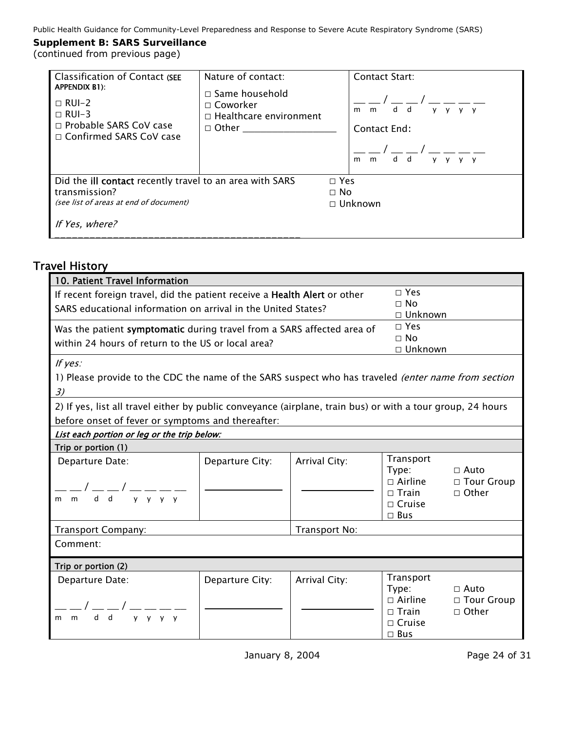**Supplement B: SARS Surveillance**
(continued from previous page)

| Classification of Contact (SEE APPENDIX B1): | Nature of contact: | Contact Start: |
|---|---|---|
| □ RUI-2<br>□ RUI-3<br>□ Probable SARS CoV case<br>□ Confirmed SARS CoV case | □ Same household<br>□ Coworker<br>□ Healthcare environment<br>□ Other ___________________ | __ __ / __ __ / __ __ __ __<br>m m d d y y y y<br>Contact End:<br>__ __ / __ __ / __ __ __ __<br>m m d d y y y y |
| Did the **ill contact** recently travel to an area with SARS transmission?<br>*(see list of areas at end of document)*<br>*If Yes, where?* ________________________________________ | | □ Yes<br>□ No<br>□ Unknown |

## Travel History

| 10. Patient Travel Information | | | |
|---|---|---|---|
| If recent foreign travel, did the patient receive a **Health Alert** or other SARS educational information on arrival in the United States? | | | □ Yes<br>□ No<br>□ Unknown |
| Was the patient **symptomatic** during travel from a SARS affected area of within 24 hours of return to the US or local area? | | | □ Yes<br>□ No<br>□ Unknown |
| *If yes:*<br>1) Please provide to the CDC the name of the SARS suspect who has traveled *(enter name from section 3)* | | | |
| 2) If yes, list all travel either by public conveyance (airplane, train bus) or with a tour group, 24 hours before onset of fever or symptoms and thereafter: | | | |
| ***List each portion or leg or the trip below:*** | | | |
| Trip or portion (1) | | | |
| Departure Date:<br>__ __ / __ __ / __ __ __ __<br>m m d d y y y y | Departure City:<br>______________ | Arrival City:<br>______________ | Transport Type:<br>□ Airline □ Train □ Cruise □ Bus □ Auto □ Tour Group □ Other |
| Transport Company: | | Transport No: | |
| Comment: | | | |
| Trip or portion (2) | | | |
| Departure Date:<br>__ __ / __ __ / __ __ __ __<br>m m d d y y y y | Departure City:<br>______________ | Arrival City:<br>______________ | Transport Type:<br>□ Airline □ Train □ Cruise □ Bus □ Auto □ Tour Group □ Other |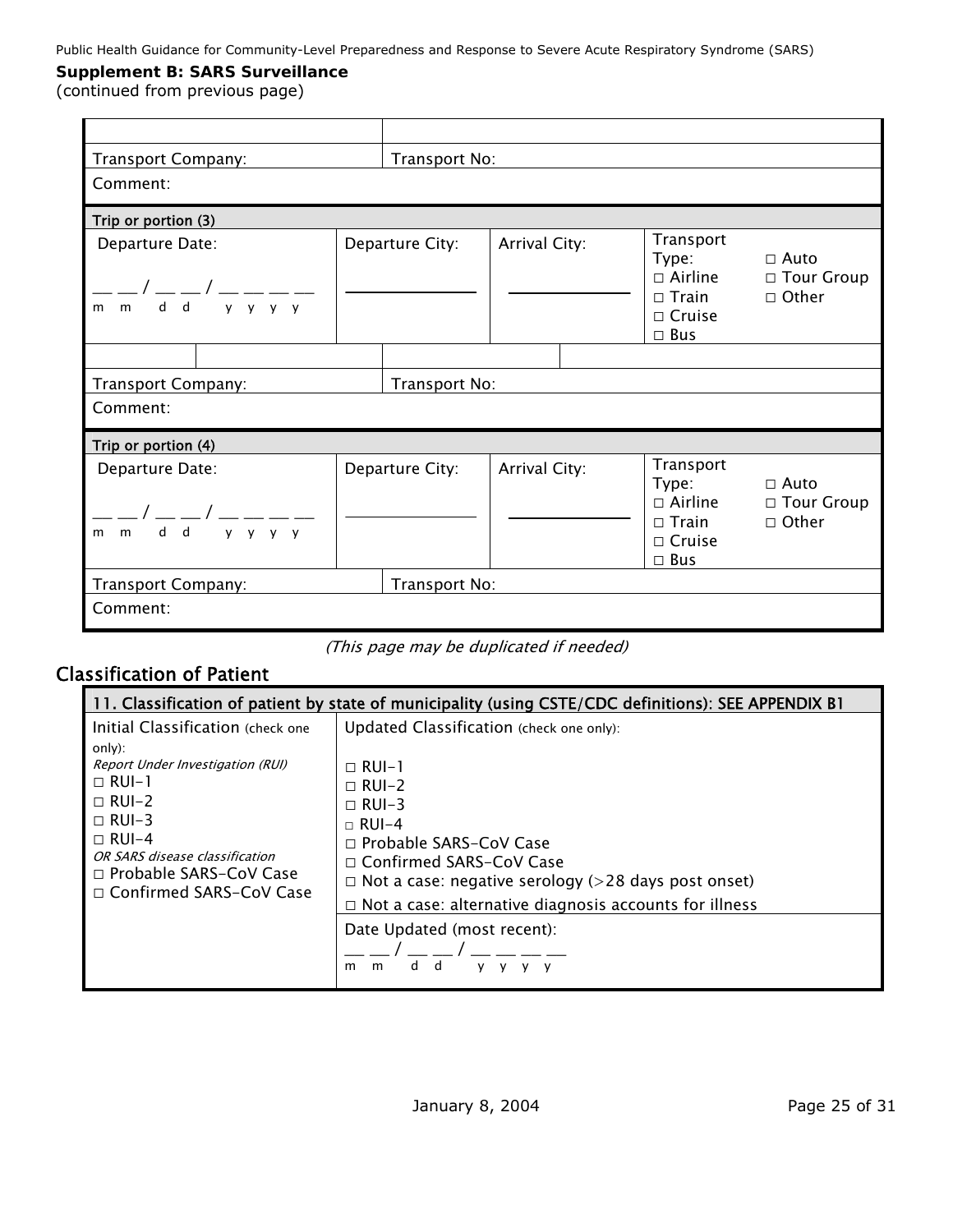**Supplement B: SARS Surveillance**
(continued from previous page)

| | |
|---|---|
| | |
| Transport Company: | Transport No: |
| Comment: | |

| Trip or portion (3) | | | |
|---|---|---|---|
| Departure Date:<br>__ __ / __ __ / __ __ __ __<br>m m d d y y y y | Departure City:<br>__________ | Arrival City:<br>__________ | Transport Type:<br>□ Airline<br>□ Train<br>□ Cruise<br>□ Bus<br>□ Auto<br>□ Tour Group<br>□ Other |
| | | | |
| Transport Company: | Transport No: | | |
| Comment: | | | |

| Trip or portion (4) | | | |
|---|---|---|---|
| Departure Date:<br>__ __ / __ __ / __ __ __ __<br>m m d d y y y y | Departure City:<br>__________ | Arrival City:<br>__________ | Transport Type:<br>□ Airline<br>□ Train<br>□ Cruise<br>□ Bus<br>□ Auto<br>□ Tour Group<br>□ Other |
| Transport Company: | Transport No: | | |
| Comment: | | | |

*(This page may be duplicated if needed)*

## Classification of Patient

| 11. Classification of patient by state of municipality (using CSTE/CDC definitions): SEE APPENDIX B1 | |
|---|---|
| Initial Classification (check one only):<br>*Report Under Investigation (RUI)*<br>□ RUI-1<br>□ RUI-2<br>□ RUI-3<br>□ RUI-4<br>*OR SARS disease classification*<br>□ Probable SARS-CoV Case<br>□ Confirmed SARS-CoV Case | Updated Classification (check one only):<br>□ RUI-1<br>□ RUI-2<br>□ RUI-3<br>□ RUI-4<br>□ Probable SARS-CoV Case<br>□ Confirmed SARS-CoV Case<br>□ Not a case: negative serology (>28 days post onset)<br>□ Not a case: alternative diagnosis accounts for illness |
| | Date Updated (most recent):<br>__ __ / __ __ / __ __ __ __<br>m m d d y y y y |

January 8, 2004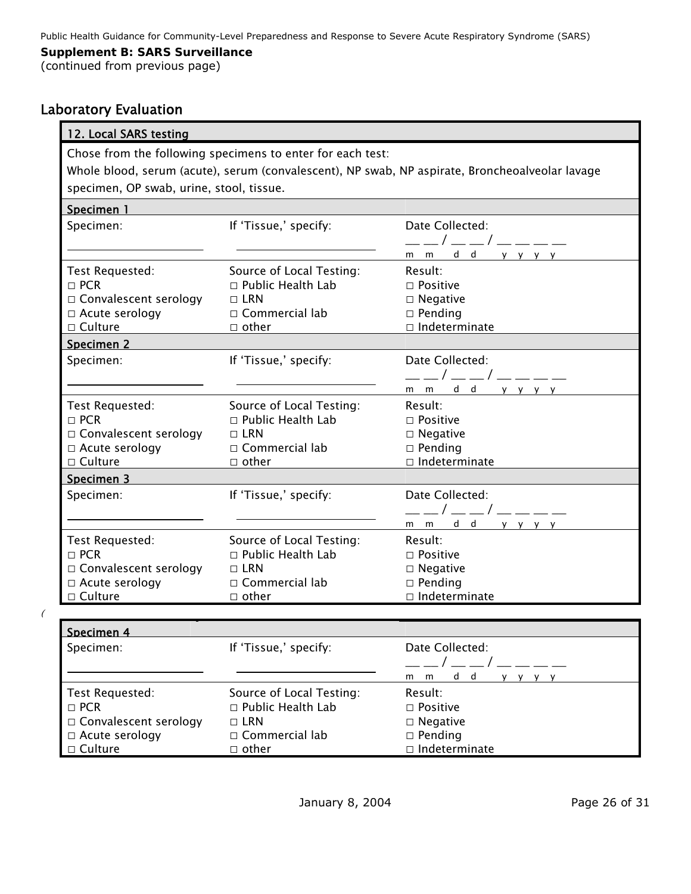**Supplement B: SARS Surveillance**
(continued from previous page)

## Laboratory Evaluation

**12. Local SARS testing**

Chose from the following specimens to enter for each test:
Whole blood, serum (acute), serum (convalescent), NP swab, NP aspirate, Broncheoalveolar lavage specimen, OP swab, urine, stool, tissue.

**Specimen 1**

| Specimen: | If 'Tissue,' specify: | Date Collected: |
|---|---|---|
| ____________ | ____________ | __ __ / __ __ / __ __ __ __ (m m d d y y y y) |
| Test Requested:<br>□ PCR<br>□ Convalescent serology<br>□ Acute serology<br>□ Culture | Source of Local Testing:<br>□ Public Health Lab<br>□ LRN<br>□ Commercial lab<br>□ other | Result:<br>□ Positive<br>□ Negative<br>□ Pending<br>□ Indeterminate |

**Specimen 2**

| Specimen: | If 'Tissue,' specify: | Date Collected: |
|---|---|---|
| ____________ | ____________ | __ __ / __ __ / __ __ __ __ (m m d d y y y y) |
| Test Requested:<br>□ PCR<br>□ Convalescent serology<br>□ Acute serology<br>□ Culture | Source of Local Testing:<br>□ Public Health Lab<br>□ LRN<br>□ Commercial lab<br>□ other | Result:<br>□ Positive<br>□ Negative<br>□ Pending<br>□ Indeterminate |

**Specimen 3**

| Specimen: | If 'Tissue,' specify: | Date Collected: |
|---|---|---|
| ____________ | ____________ | __ __ / __ __ / __ __ __ __ (m m d d y y y y) |
| Test Requested:<br>□ PCR<br>□ Convalescent serology<br>□ Acute serology<br>□ Culture | Source of Local Testing:<br>□ Public Health Lab<br>□ LRN<br>□ Commercial lab<br>□ other | Result:<br>□ Positive<br>□ Negative<br>□ Pending<br>□ Indeterminate |

**Specimen 4**

| Specimen: | If 'Tissue,' specify: | Date Collected: |
|---|---|---|
| ____________ | ____________ | __ __ / __ __ / __ __ __ __ (m m d d y y y y) |
| Test Requested:<br>□ PCR<br>□ Convalescent serology<br>□ Acute serology<br>□ Culture | Source of Local Testing:<br>□ Public Health Lab<br>□ LRN<br>□ Commercial lab<br>□ other | Result:<br>□ Positive<br>□ Negative<br>□ Pending<br>□ Indeterminate |

January 8, 2004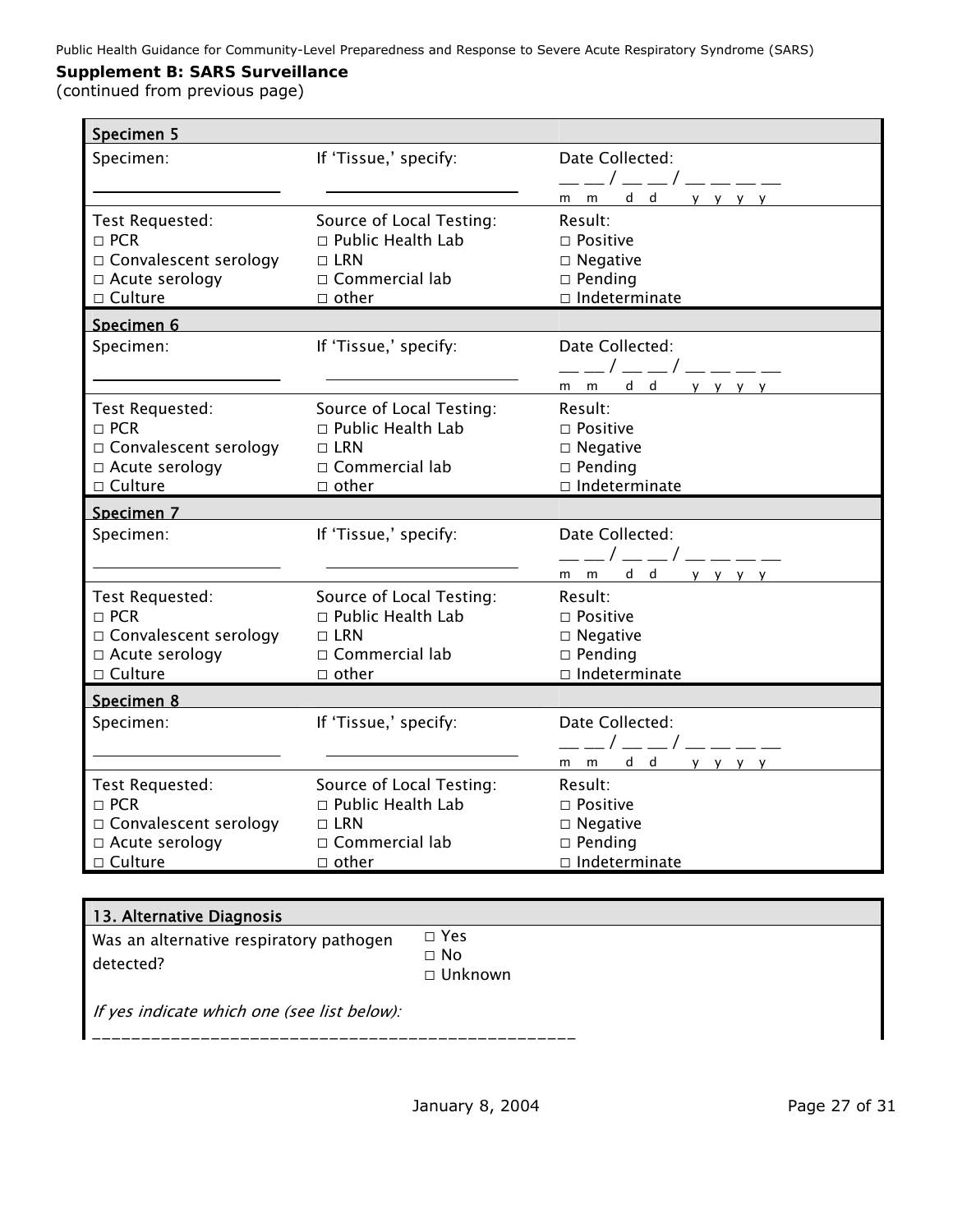**Supplement B: SARS Surveillance**
(continued from previous page)

| Specimen 5 | | |
|---|---|---|
| Specimen: ____________________ | If 'Tissue,' specify: ____________________ | Date Collected: __ __ / __ __ / __ __ __ __ (m m d d y y y y) |
| Test Requested:<br>□ PCR<br>□ Convalescent serology<br>□ Acute serology<br>□ Culture | Source of Local Testing:<br>□ Public Health Lab<br>□ LRN<br>□ Commercial lab<br>□ other | Result:<br>□ Positive<br>□ Negative<br>□ Pending<br>□ Indeterminate |

| Specimen 6 | | |
|---|---|---|
| Specimen: ____________________ | If 'Tissue,' specify: ____________________ | Date Collected: __ __ / __ __ / __ __ __ __ (m m d d y y y y) |
| Test Requested:<br>□ PCR<br>□ Convalescent serology<br>□ Acute serology<br>□ Culture | Source of Local Testing:<br>□ Public Health Lab<br>□ LRN<br>□ Commercial lab<br>□ other | Result:<br>□ Positive<br>□ Negative<br>□ Pending<br>□ Indeterminate |

| Specimen 7 | | |
|---|---|---|
| Specimen: ____________________ | If 'Tissue,' specify: ____________________ | Date Collected: __ __ / __ __ / __ __ __ __ (m m d d y y y y) |
| Test Requested:<br>□ PCR<br>□ Convalescent serology<br>□ Acute serology<br>□ Culture | Source of Local Testing:<br>□ Public Health Lab<br>□ LRN<br>□ Commercial lab<br>□ other | Result:<br>□ Positive<br>□ Negative<br>□ Pending<br>□ Indeterminate |

| Specimen 8 | | |
|---|---|---|
| Specimen: ____________________ | If 'Tissue,' specify: ____________________ | Date Collected: __ __ / __ __ / __ __ __ __ (m m d d y y y y) |
| Test Requested:<br>□ PCR<br>□ Convalescent serology<br>□ Acute serology<br>□ Culture | Source of Local Testing:<br>□ Public Health Lab<br>□ LRN<br>□ Commercial lab<br>□ other | Result:<br>□ Positive<br>□ Negative<br>□ Pending<br>□ Indeterminate |

**13. Alternative Diagnosis**

Was an alternative respiratory pathogen detected?
- □ Yes
- □ No
- □ Unknown

*If yes indicate which one (see list below):*

_______________________________________________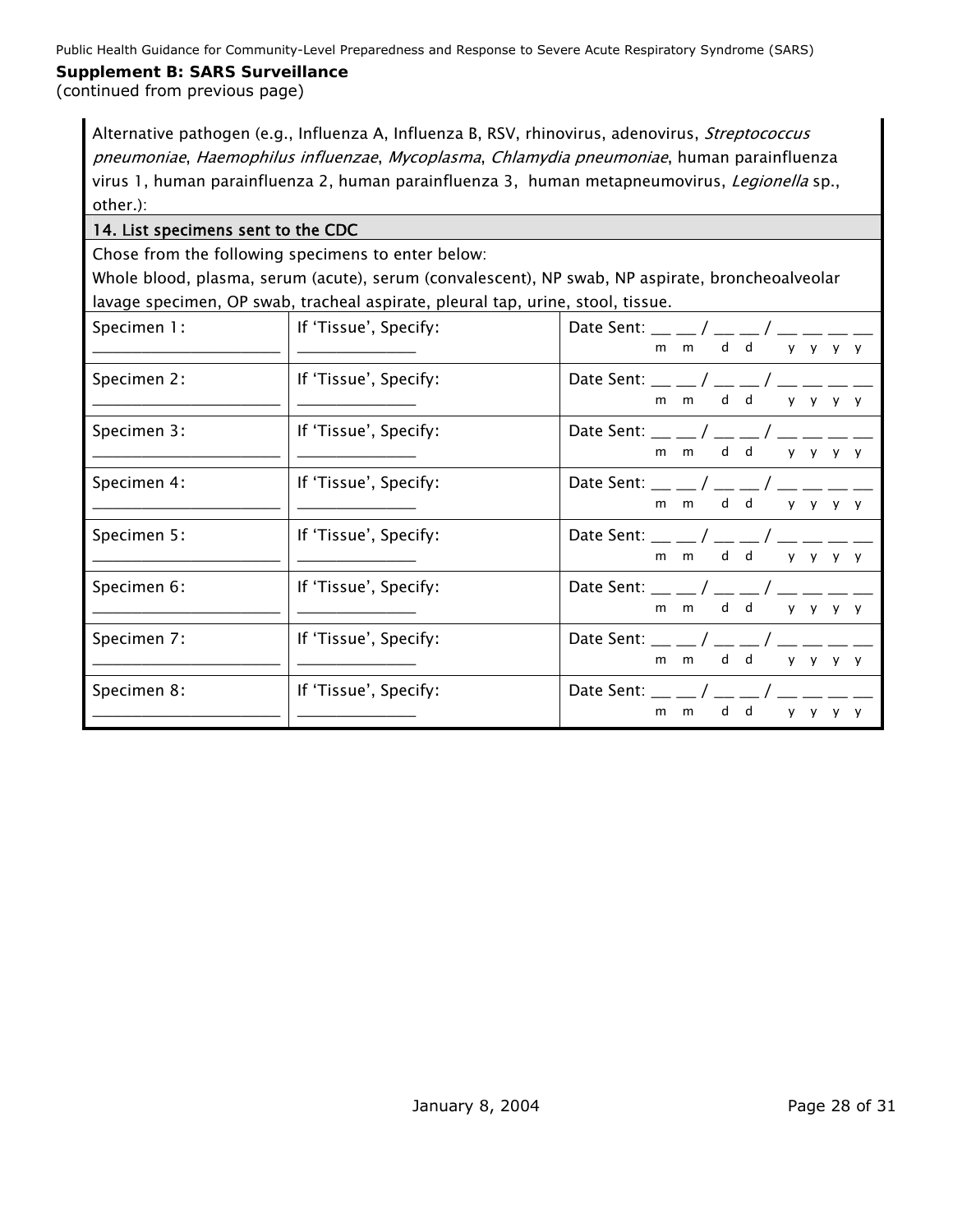**Supplement B: SARS Surveillance**

(continued from previous page)

Alternative pathogen (e.g., Influenza A, Influenza B, RSV, rhinovirus, adenovirus, *Streptococcus pneumoniae*, *Haemophilus influenzae*, *Mycoplasma*, *Chlamydia pneumoniae*, human parainfluenza virus 1, human parainfluenza 2, human parainfluenza 3, human metapneumovirus, *Legionella* sp., other.):

**14. List specimens sent to the CDC**

Chose from the following specimens to enter below:

Whole blood, plasma, serum (acute), serum (convalescent), NP swab, NP aspirate, broncheoalveolar lavage specimen, OP swab, tracheal aspirate, pleural tap, urine, stool, tissue.

| Specimen | If 'Tissue', Specify | Date Sent |
|---|---|---|
| Specimen 1: ______________________ | If 'Tissue', Specify: ______________ | Date Sent: __ __ / __ __ / __ __ __ __ (m m / d d / y y y y) |
| Specimen 2: ______________________ | If 'Tissue', Specify: ______________ | Date Sent: __ __ / __ __ / __ __ __ __ (m m / d d / y y y y) |
| Specimen 3: ______________________ | If 'Tissue', Specify: ______________ | Date Sent: __ __ / __ __ / __ __ __ __ (m m / d d / y y y y) |
| Specimen 4: ______________________ | If 'Tissue', Specify: ______________ | Date Sent: __ __ / __ __ / __ __ __ __ (m m / d d / y y y y) |
| Specimen 5: ______________________ | If 'Tissue', Specify: ______________ | Date Sent: __ __ / __ __ / __ __ __ __ (m m / d d / y y y y) |
| Specimen 6: ______________________ | If 'Tissue', Specify: ______________ | Date Sent: __ __ / __ __ / __ __ __ __ (m m / d d / y y y y) |
| Specimen 7: ______________________ | If 'Tissue', Specify: ______________ | Date Sent: __ __ / __ __ / __ __ __ __ (m m / d d / y y y y) |
| Specimen 8: ______________________ | If 'Tissue', Specify: ______________ | Date Sent: __ __ / __ __ / __ __ __ __ (m m / d d / y y y y) |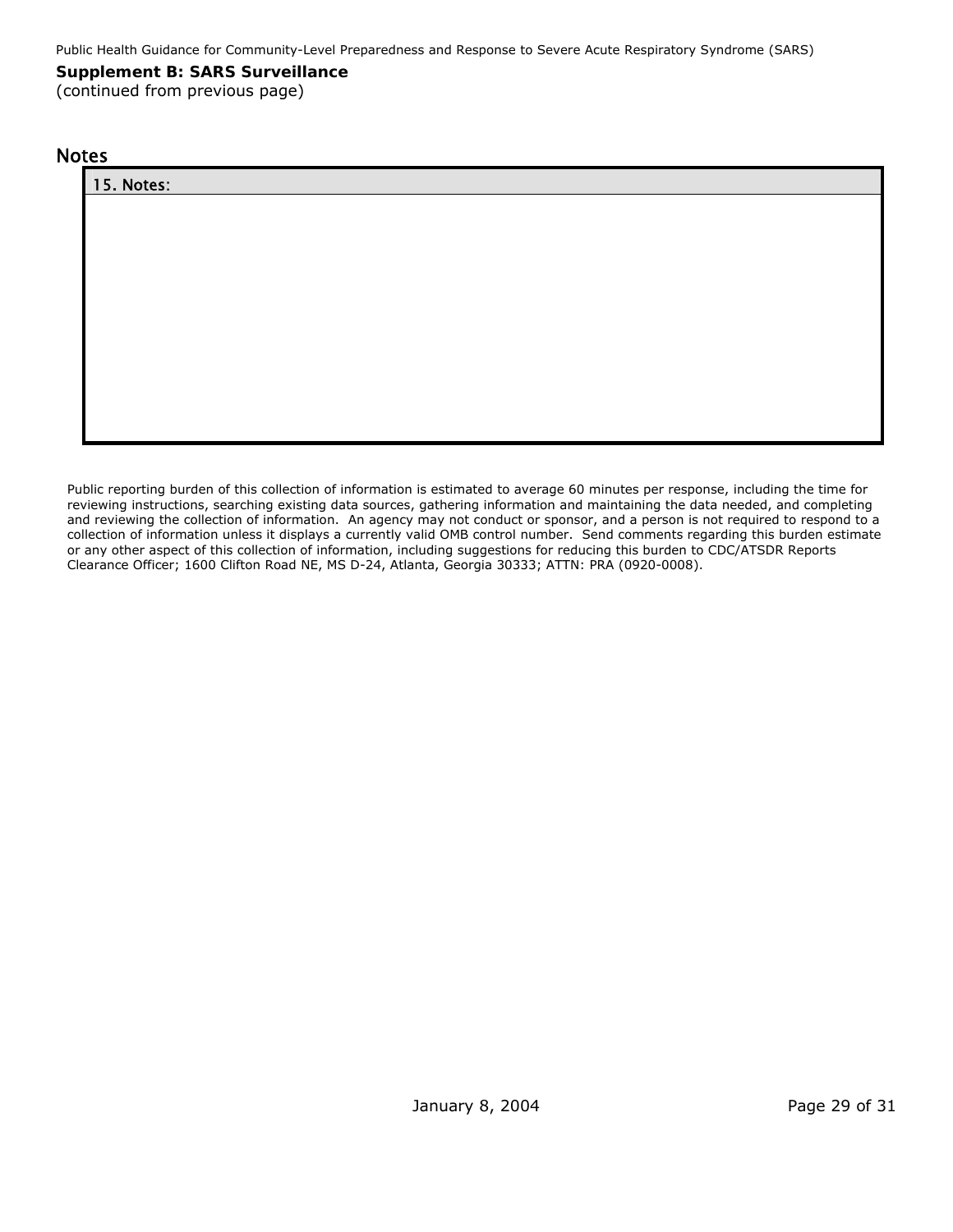**Supplement B: SARS Surveillance**
(continued from previous page)

## Notes

| 15. Notes: |
| --- |
| |

Public reporting burden of this collection of information is estimated to average 60 minutes per response, including the time for reviewing instructions, searching existing data sources, gathering information and maintaining the data needed, and completing and reviewing the collection of information. An agency may not conduct or sponsor, and a person is not required to respond to a collection of information unless it displays a currently valid OMB control number. Send comments regarding this burden estimate or any other aspect of this collection of information, including suggestions for reducing this burden to CDC/ATSDR Reports Clearance Officer; 1600 Clifton Road NE, MS D-24, Atlanta, Georgia 30333; ATTN: PRA (0920-0008).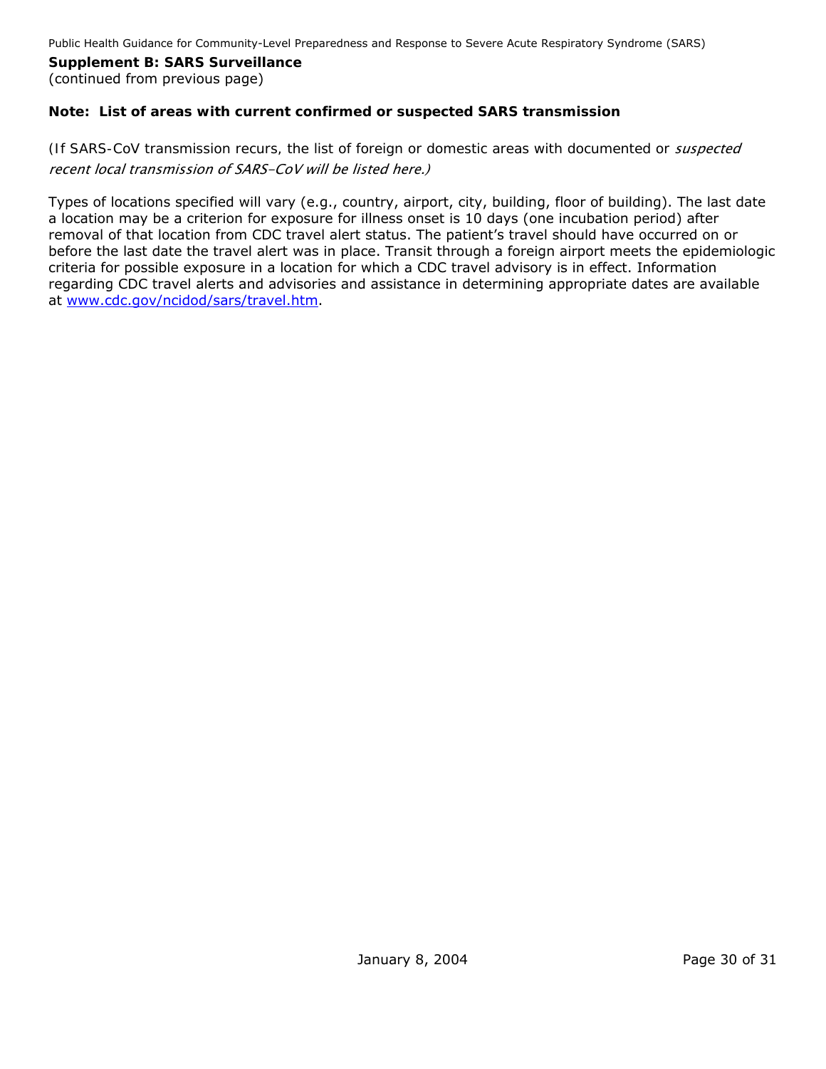**Supplement B: SARS Surveillance**
(continued from previous page)

**Note: List of areas with current confirmed or suspected SARS transmission**

(If SARS-CoV transmission recurs, the list of foreign or domestic areas with documented or *suspected recent local transmission of SARS-CoV will be listed here.)*

Types of locations specified will vary (e.g., country, airport, city, building, floor of building). The last date a location may be a criterion for exposure for illness onset is 10 days (one incubation period) after removal of that location from CDC travel alert status. The patient's travel should have occurred on or before the last date the travel alert was in place. Transit through a foreign airport meets the epidemiologic criteria for possible exposure in a location for which a CDC travel advisory is in effect. Information regarding CDC travel alerts and advisories and assistance in determining appropriate dates are available at [www.cdc.gov/ncidod/sars/travel.htm](www.cdc.gov/ncidod/sars/travel.htm).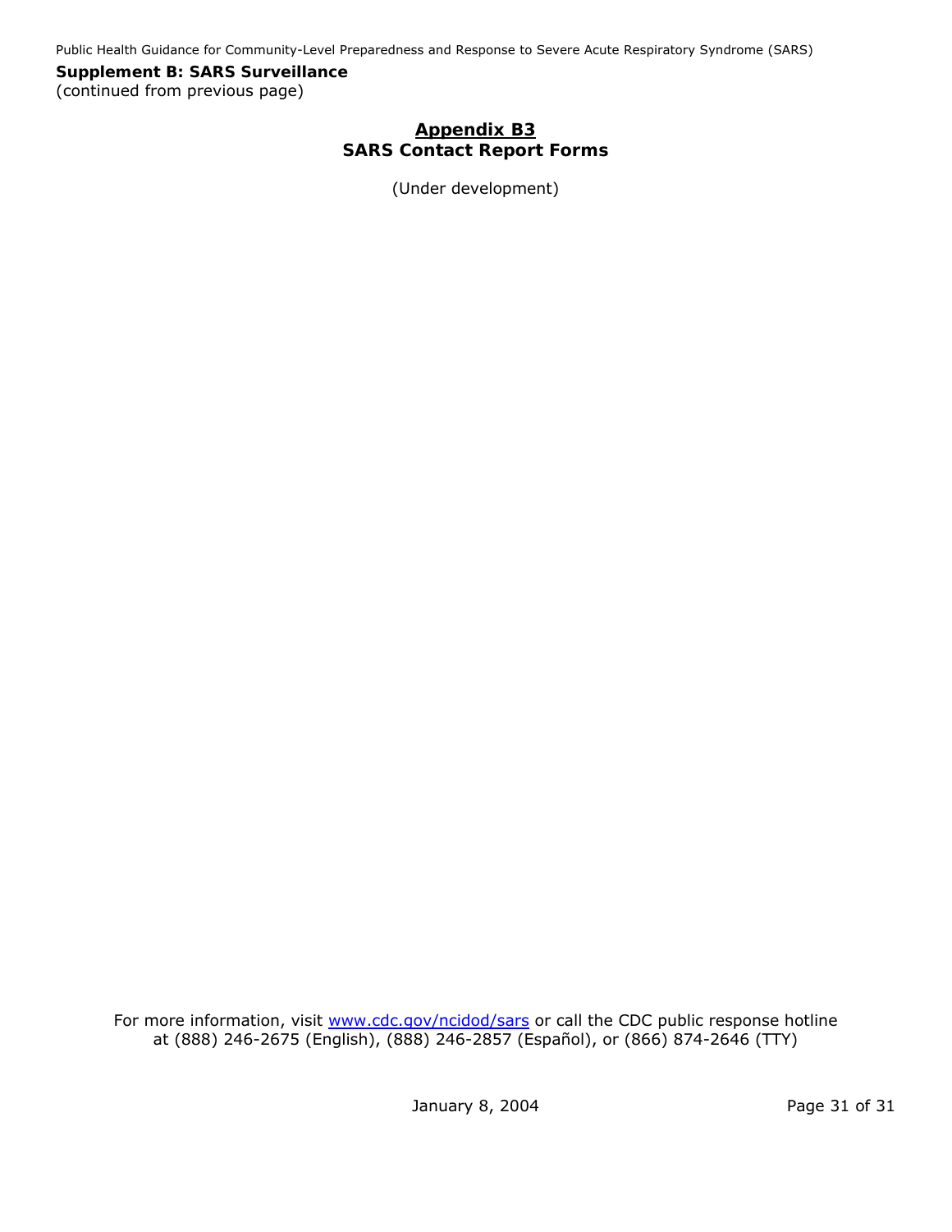**Supplement B: SARS Surveillance**
(continued from previous page)

## Appendix B3
## SARS Contact Report Forms

(Under development)

For more information, visit www.cdc.gov/ncidod/sars or call the CDC public response hotline at (888) 246-2675 (English), (888) 246-2857 (Español), or (866) 874-2646 (TTY)

January 8, 2004